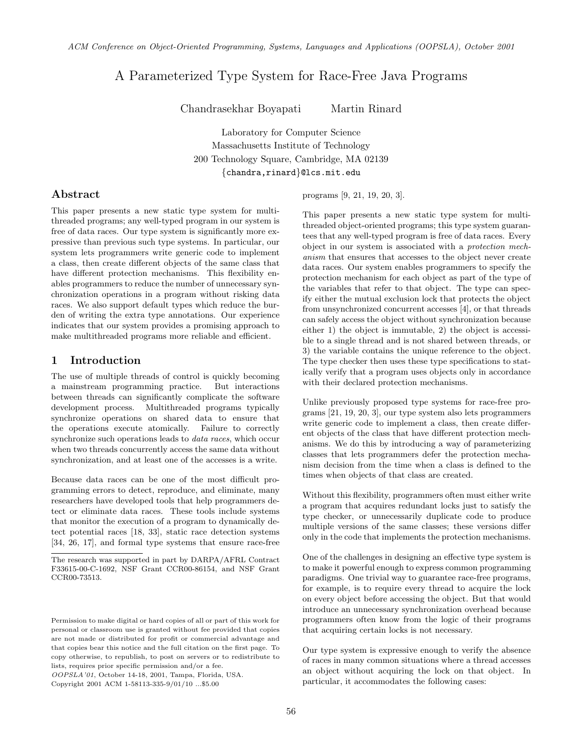# A Parameterized Type System for Race-Free Java Programs

Chandrasekhar Boyapati  Martin Rinard

Laboratory for Computer Science
Massachusetts Institute of Technology
200 Technology Square, Cambridge, MA 02139
{chandra,rinard}@lcs.mit.edu

## Abstract

This paper presents a new static type system for multithreaded programs; any well-typed program in our system is free of data races. Our type system is significantly more expressive than previous such type systems. In particular, our system lets programmers write generic code to implement a class, then create different objects of the same class that have different protection mechanisms. This flexibility enables programmers to reduce the number of unnecessary synchronization operations in a program without risking data races. We also support default types which reduce the burden of writing the extra type annotations. Our experience indicates that our system provides a promising approach to make multithreaded programs more reliable and efficient.

## 1 Introduction

The use of multiple threads of control is quickly becoming a mainstream programming practice. But interactions between threads can significantly complicate the software development process. Multithreaded programs typically synchronize operations on shared data to ensure that the operations execute atomically. Failure to correctly synchronize such operations leads to *data races*, which occur when two threads concurrently access the same data without synchronization, and at least one of the accesses is a write.

Because data races can be one of the most difficult programming errors to detect, reproduce, and eliminate, many researchers have developed tools that help programmers detect or eliminate data races. These tools include systems that monitor the execution of a program to dynamically detect potential races [18, 33], static race detection systems [34, 26, 17], and formal type systems that ensure race-free programs [9, 21, 19, 20, 3].

This paper presents a new static type system for multithreaded object-oriented programs; this type system guarantees that any well-typed program is free of data races. Every object in our system is associated with a *protection mechanism* that ensures that accesses to the object never create data races. Our system enables programmers to specify the protection mechanism for each object as part of the type of the variables that refer to that object. The type can specify either the mutual exclusion lock that protects the object from unsynchronized concurrent accesses [4], or that threads can safely access the object without synchronization because either 1) the object is immutable, 2) the object is accessible to a single thread and is not shared between threads, or 3) the variable contains the unique reference to the object. The type checker then uses these type specifications to statically verify that a program uses objects only in accordance with their declared protection mechanisms.

Unlike previously proposed type systems for race-free programs [21, 19, 20, 3], our type system also lets programmers write generic code to implement a class, then create different objects of the class that have different protection mechanisms. We do this by introducing a way of parameterizing classes that lets programmers defer the protection mechanism decision from the time when a class is defined to the times when objects of that class are created.

Without this flexibility, programmers often must either write a program that acquires redundant locks just to satisfy the type checker, or unnecessarily duplicate code to produce multiple versions of the same classes; these versions differ only in the code that implements the protection mechanisms.

One of the challenges in designing an effective type system is to make it powerful enough to express common programming paradigms. One trivial way to guarantee race-free programs, for example, is to require every thread to acquire the lock on every object before accessing the object. But that would introduce an unnecessary synchronization overhead because programmers often know from the logic of their programs that acquiring certain locks is not necessary.

Our type system is expressive enough to verify the absence of races in many common situations where a thread accesses an object without acquiring the lock on that object. In particular, it accommodates the following cases:

The research was supported in part by DARPA/AFRL Contract F33615-00-C-1692, NSF Grant CCR00-86154, and NSF Grant CCR00-73513.

Permission to make digital or hard copies of all or part of this work for personal or classroom use is granted without fee provided that copies are not made or distributed for profit or commercial advantage and that copies bear this notice and the full citation on the first page. To copy otherwise, to republish, to post on servers or to redistribute to lists, requires prior specific permission and/or a fee.
*OOPSLA'01*, October 14-18, 2001, Tampa, Florida, USA.
Copyright 2001 ACM 1-58113-335-9/01/10 ...$5.00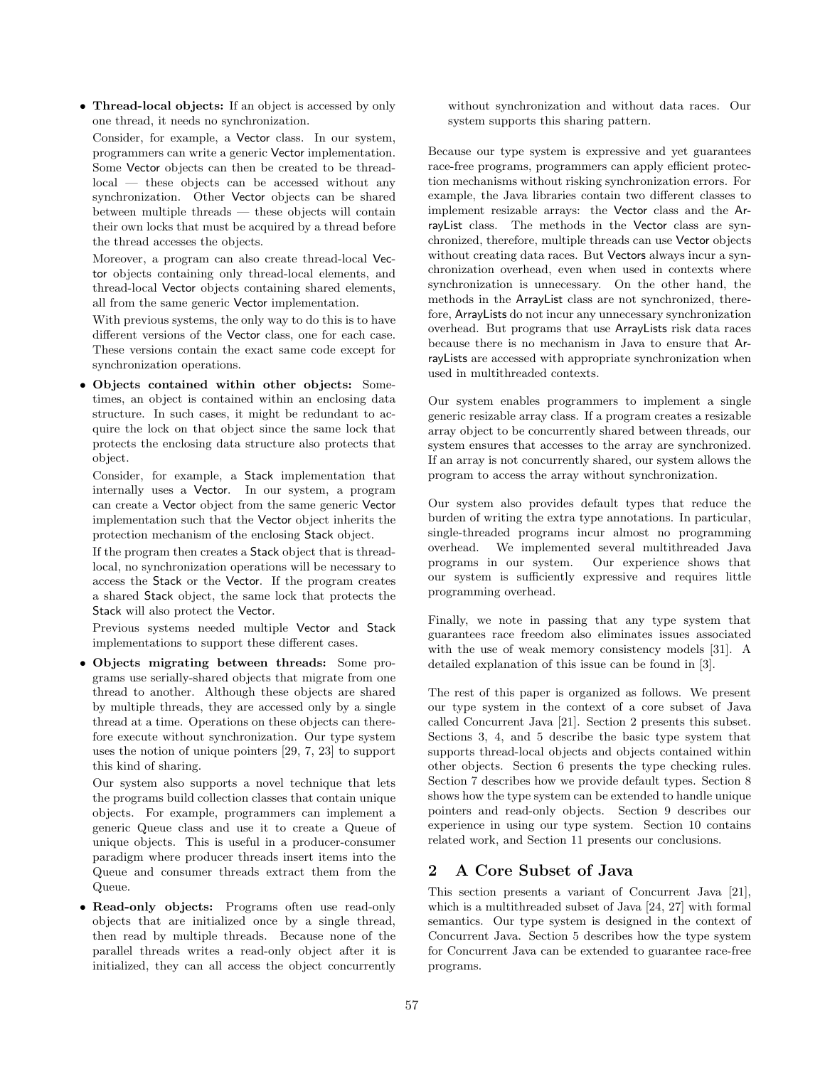- **Thread-local objects:** If an object is accessed by only one thread, it needs no synchronization.

  Consider, for example, a Vector class. In our system, programmers can write a generic Vector implementation. Some Vector objects can then be created to be thread-local — these objects can be accessed without any synchronization. Other Vector objects can be shared between multiple threads — these objects will contain their own locks that must be acquired by a thread before the thread accesses the objects.

  Moreover, a program can also create thread-local Vector objects containing only thread-local elements, and thread-local Vector objects containing shared elements, all from the same generic Vector implementation.

  With previous systems, the only way to do this is to have different versions of the Vector class, one for each case. These versions contain the exact same code except for synchronization operations.

- **Objects contained within other objects:** Sometimes, an object is contained within an enclosing data structure. In such cases, it might be redundant to acquire the lock on that object since the same lock that protects the enclosing data structure also protects that object.

  Consider, for example, a Stack implementation that internally uses a Vector. In our system, a program can create a Vector object from the same generic Vector implementation such that the Vector object inherits the protection mechanism of the enclosing Stack object.

  If the program then creates a Stack object that is thread-local, no synchronization operations will be necessary to access the Stack or the Vector. If the program creates a shared Stack object, the same lock that protects the Stack will also protect the Vector.

  Previous systems needed multiple Vector and Stack implementations to support these different cases.

- **Objects migrating between threads:** Some programs use serially-shared objects that migrate from one thread to another. Although these objects are shared by multiple threads, they are accessed only by a single thread at a time. Operations on these objects can therefore execute without synchronization. Our type system uses the notion of unique pointers [29, 7, 23] to support this kind of sharing.

  Our system also supports a novel technique that lets the programs build collection classes that contain unique objects. For example, programmers can implement a generic Queue class and use it to create a Queue of unique objects. This is useful in a producer-consumer paradigm where producer threads insert items into the Queue and consumer threads extract them from the Queue.

- **Read-only objects:** Programs often use read-only objects that are initialized once by a single thread, then read by multiple threads. Because none of the parallel threads writes a read-only object after it is initialized, they can all access the object concurrently without synchronization and without data races. Our system supports this sharing pattern.

Because our type system is expressive and yet guarantees race-free programs, programmers can apply efficient protection mechanisms without risking synchronization errors. For example, the Java libraries contain two different classes to implement resizable arrays: the Vector class and the ArrayList class. The methods in the Vector class are synchronized, therefore, multiple threads can use Vector objects without creating data races. But Vectors always incur a synchronization overhead, even when used in contexts where synchronization is unnecessary. On the other hand, the methods in the ArrayList class are not synchronized, therefore, ArrayLists do not incur any unnecessary synchronization overhead. But programs that use ArrayLists risk data races because there is no mechanism in Java to ensure that ArrayLists are accessed with appropriate synchronization when used in multithreaded contexts.

Our system enables programmers to implement a single generic resizable array class. If a program creates a resizable array object to be concurrently shared between threads, our system ensures that accesses to the array are synchronized. If an array is not concurrently shared, our system allows the program to access the array without synchronization.

Our system also provides default types that reduce the burden of writing the extra type annotations. In particular, single-threaded programs incur almost no programming overhead. We implemented several multithreaded Java programs in our system. Our experience shows that our system is sufficiently expressive and requires little programming overhead.

Finally, we note in passing that any type system that guarantees race freedom also eliminates issues associated with the use of weak memory consistency models [31]. A detailed explanation of this issue can be found in [3].

The rest of this paper is organized as follows. We present our type system in the context of a core subset of Java called Concurrent Java. Section 2 presents this subset. Sections 3, 4, and 5 describe the basic type system that supports thread-local objects and objects contained within other objects. Section 6 presents the type checking rules. Section 7 describes how we provide default types. Section 8 shows how the type system can be extended to handle unique pointers and read-only objects. Section 9 describes our experience in using our type system. Section 10 contains related work, and Section 11 presents our conclusions.

## 2 A Core Subset of Java

This section presents a variant of Concurrent Java [21], which is a multithreaded subset of Java [24, 27] with formal semantics. Our type system is designed in the context of Concurrent Java. Section 5 describes how the type system for Concurrent Java can be extended to guarantee race-free programs.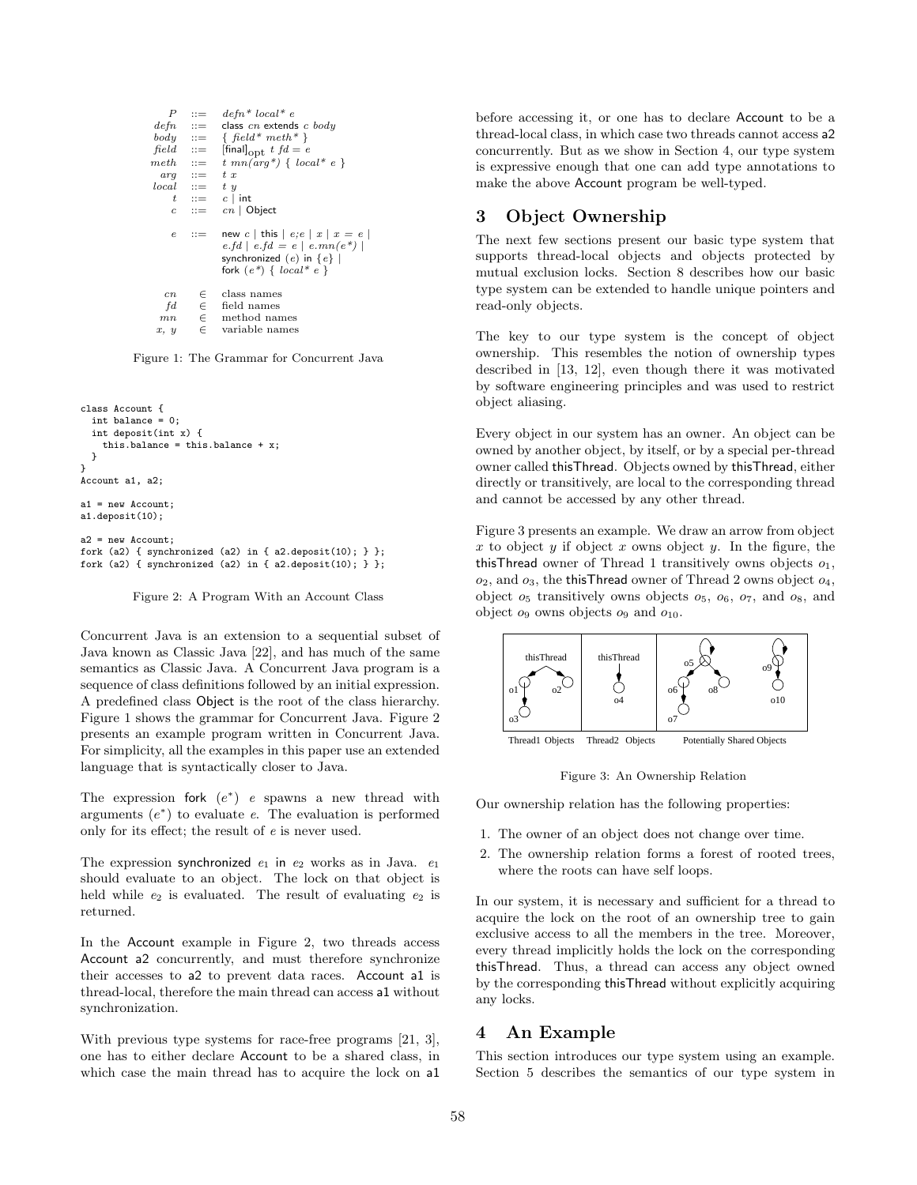$$
\begin{array}{rcl}
P & ::= & defn^*\ local^*\ e \\
defn & ::= & \textsf{class}\ cn\ \textsf{extends}\ c\ body \\
body & ::= & \{\ field^*\ meth^*\ \} \\
field & ::= & [\textsf{final}]_{\textsf{opt}}\ t\ fd = e \\
meth & ::= & t\ mn(arg^*)\ \{\ local^*\ e\ \} \\
arg & ::= & t\ x \\
local & ::= & t\ y \\
t & ::= & c \mid \textsf{int} \\
c & ::= & cn \mid \textsf{Object} \\
 & & \\
e & ::= & \textsf{new}\ c \mid \textsf{this} \mid e;e \mid x \mid x = e \mid \\
 & & e.fd \mid e.fd = e \mid e.mn(e^*) \mid \\
 & & \textsf{synchronized}\ (e)\ \textsf{in}\ \{e\} \mid \\
 & & \textsf{fork}\ (e^*)\ \{\ local^*\ e\ \} \\
 & & \\
cn & \in & \text{class names} \\
fd & \in & \text{field names} \\
mn & \in & \text{method names} \\
x,\ y & \in & \text{variable names}
\end{array}
$$

Figure 1: The Grammar for Concurrent Java

```
class Account {
  int balance = 0;
  int deposit(int x) {
    this.balance = this.balance + x;
  }
}
Account a1, a2;

a1 = new Account;
a1.deposit(10);

a2 = new Account;
fork (a2) { synchronized (a2) in { a2.deposit(10); } };
fork (a2) { synchronized (a2) in { a2.deposit(10); } };
```

Figure 2: A Program With an Account Class

Concurrent Java is an extension to a sequential subset of Java known as Classic Java [22], and has much of the same semantics as Classic Java. A Concurrent Java program is a sequence of class definitions followed by an initial expression. A predefined class Object is the root of the class hierarchy. Figure 1 shows the grammar for Concurrent Java. Figure 2 presents an example program written in Concurrent Java. For simplicity, all the examples in this paper use an extended language that is syntactically closer to Java.

The expression fork $(e^*)$ $e$ spawns a new thread with arguments $(e^*)$ to evaluate $e$. The evaluation is performed only for its effect; the result of $e$ is never used.

The expression synchronized $e_1$ in $e_2$ works as in Java. $e_1$ should evaluate to an object. The lock on that object is held while $e_2$ is evaluated. The result of evaluating $e_2$ is returned.

In the Account example in Figure 2, two threads access Account a2 concurrently, and must therefore synchronize their accesses to a2 to prevent data races. Account a1 is thread-local, therefore the main thread can access a1 without synchronization.

With previous type systems for race-free programs [21, 3], one has to either declare Account to be a shared class, in which case the main thread has to acquire the lock on a1 before accessing it, or one has to declare Account to be a thread-local class, in which case two threads cannot access a2 concurrently. But as we show in Section 4, our type system is expressive enough that one can add type annotations to make the above Account program be well-typed.

## 3 Object Ownership

The next few sections present our basic type system that supports thread-local objects and objects protected by mutual exclusion locks. Section 8 describes how our basic type system can be extended to handle unique pointers and read-only objects.

The key to our type system is the concept of object ownership. This resembles the notion of ownership types described in [13, 12], even though there it was motivated by software engineering principles and was used to restrict object aliasing.

Every object in our system has an owner. An object can be owned by another object, by itself, or by a special per-thread owner called thisThread. Objects owned by thisThread, either directly or transitively, are local to the corresponding thread and cannot be accessed by any other thread.

Figure 3 presents an example. We draw an arrow from object $x$ to object $y$ if object $x$ owns object $y$. In the figure, the thisThread owner of Thread 1 transitively owns objects $o_1$, $o_2$, and $o_3$, the thisThread owner of Thread 2 owns object $o_4$, object $o_5$ transitively owns objects $o_5$, $o_6$, $o_7$, and $o_8$, and object $o_9$ owns objects $o_9$ and $o_{10}$.

Figure 3: An Ownership Relation

Our ownership relation has the following properties:

1. The owner of an object does not change over time.
2. The ownership relation forms a forest of rooted trees, where the roots can have self loops.

In our system, it is necessary and sufficient for a thread to acquire the lock on the root of an ownership tree to gain exclusive access to all the members in the tree. Moreover, every thread implicitly holds the lock on the corresponding thisThread. Thus, a thread can access any object owned by the corresponding thisThread without explicitly acquiring any locks.

## 4 An Example

This section introduces our type system using an example. Section 5 describes the semantics of our type system in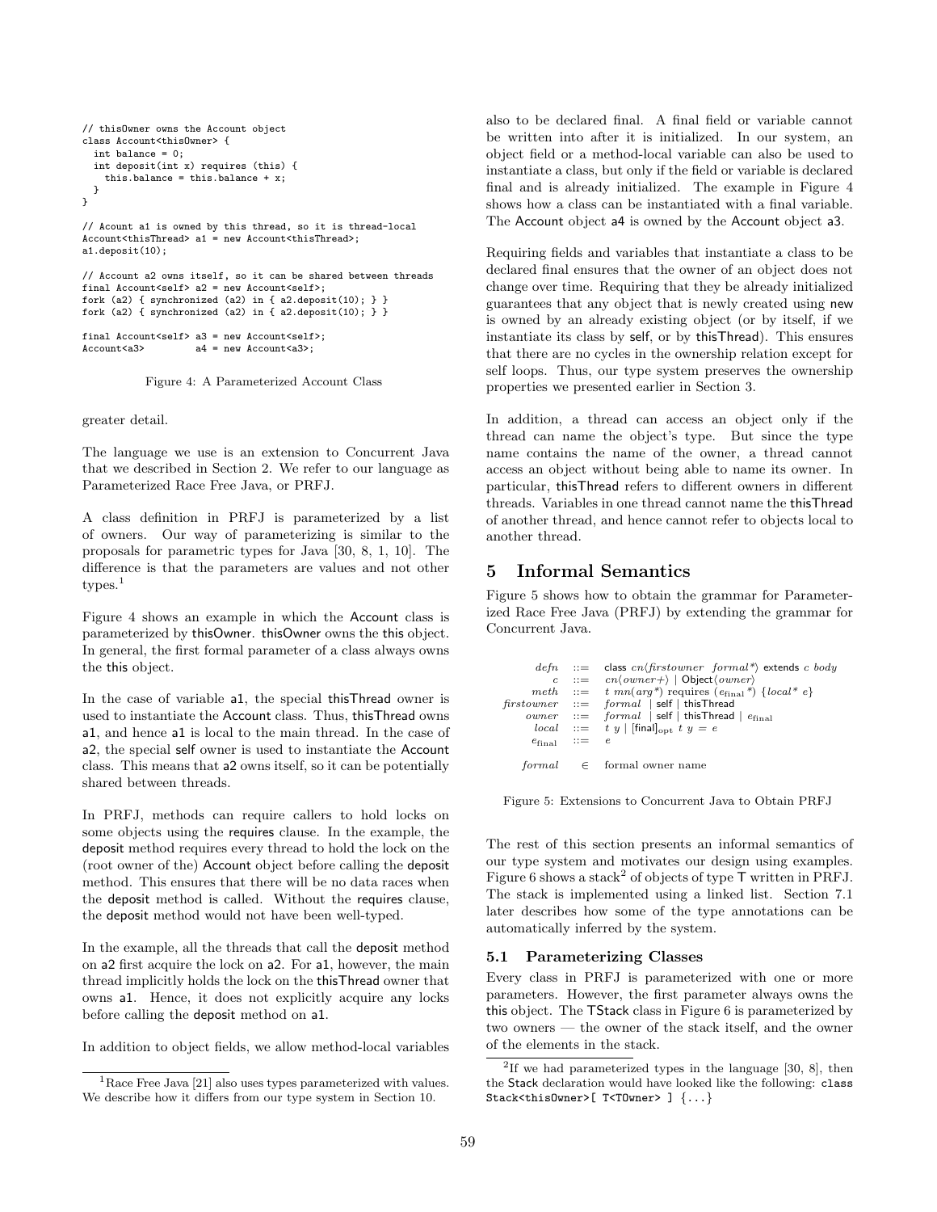```
// thisOwner owns the Account object
class Account<thisOwner> {
  int balance = 0;
  int deposit(int x) requires (this) {
    this.balance = this.balance + x;
  }
}

// Acount a1 is owned by this thread, so it is thread-local
Account<thisThread> a1 = new Account<thisThread>;
a1.deposit(10);

// Account a2 owns itself, so it can be shared between threads
final Account<self> a2 = new Account<self>;
fork (a2) { synchronized (a2) in { a2.deposit(10); } }
fork (a2) { synchronized (a2) in { a2.deposit(10); } }

final Account<self> a3 = new Account<self>;
Account<a3>         a4 = new Account<a3>;
```

Figure 4: A Parameterized Account Class

greater detail.

The language we use is an extension to Concurrent Java that we described in Section 2. We refer to our language as Parameterized Race Free Java, or PRFJ.

A class definition in PRFJ is parameterized by a list of owners. Our way of parameterizing is similar to the proposals for parametric types for Java [30, 8, 1, 10]. The difference is that the parameters are values and not other types.[1]

Figure 4 shows an example in which the Account class is parameterized by thisOwner. thisOwner owns the this object. In general, the first formal parameter of a class always owns the this object.

In the case of variable a1, the special thisThread owner is used to instantiate the Account class. Thus, thisThread owns a1, and hence a1 is local to the main thread. In the case of a2, the special self owner is used to instantiate the Account class. This means that a2 owns itself, so it can be potentially shared between threads.

In PRFJ, methods can require callers to hold locks on some objects using the requires clause. In the example, the deposit method requires every thread to hold the lock on the (root owner of the) Account object before calling the deposit method. This ensures that there will be no data races when the deposit method is called. Without the requires clause, the deposit method would not have been well-typed.

In the example, all the threads that call the deposit method on a2 first acquire the lock on a2. For a1, however, the main thread implicitly holds the lock on the thisThread owner that owns a1. Hence, it does not explicitly acquire any locks before calling the deposit method on a1.

In addition to object fields, we allow method-local variables also to be declared final. A final field or variable cannot be written into after it is initialized. In our system, an object field or a method-local variable can also be used to instantiate a class, but only if the field or variable is declared final and is already initialized. The example in Figure 4 shows how a class can be instantiated with a final variable. The Account object a4 is owned by the Account object a3.

Requiring fields and variables that instantiate a class to be declared final ensures that the owner of an object does not change over time. Requiring that they be already initialized guarantees that any object that is newly created using new is owned by an already existing object (or by itself, if we instantiate its class by self, or by thisThread). This ensures that there are no cycles in the ownership relation except for self loops. Thus, our type system preserves the ownership properties we presented earlier in Section 3.

In addition, a thread can access an object only if the thread can name the object's type. But since the type name contains the name of the owner, a thread cannot access an object without being able to name its owner. In particular, thisThread refers to different owners in different threads. Variables in one thread cannot name the thisThread of another thread, and hence cannot refer to objects local to another thread.

## 5 Informal Semantics

Figure 5 shows how to obtain the grammar for Parameterized Race Free Java (PRFJ) by extending the grammar for Concurrent Java.

$$
\begin{array}{rcl}
defn & ::= & \textsf{class}\ cn\langle firstowner\ \ formal^*\rangle\ \textsf{extends}\ c\ body \\
c & ::= & cn\langle owner{+}\rangle \mid \textsf{Object}\langle owner\rangle \\
meth & ::= & t\ mn(arg^*)\ \textsf{requires}\ (e_{\text{final}}{}^*)\ \{local^*\ e\} \\
firstowner & ::= & formal \mid \textsf{self} \mid \textsf{thisThread} \\
owner & ::= & formal \mid \textsf{self} \mid \textsf{thisThread} \mid e_{\text{final}} \\
local & ::= & t\ y \mid [\textsf{final}]_{\text{opt}}\ t\ y = e \\
e_{\text{final}} & ::= & e \\
 & & \\
formal & \in & \text{formal owner name}
\end{array}
$$

Figure 5: Extensions to Concurrent Java to Obtain PRFJ

The rest of this section presents an informal semantics of our type system and motivates our design using examples. Figure 6 shows a stack[2] of objects of type T written in PRFJ. The stack is implemented using a linked list. Section 7.1 later describes how some of the type annotations can be automatically inferred by the system.

### 5.1 Parameterizing Classes

Every class in PRFJ is parameterized with one or more parameters. However, the first parameter always owns the this object. The TStack class in Figure 6 is parameterized by two owners — the owner of the stack itself, and the owner of the elements in the stack.

---

[1] Race Free Java [21] also uses types parameterized with values. We describe how it differs from our type system in Section 10.

[2] If we had parameterized types in the language [30, 8], then the Stack declaration would have looked like the following: `class Stack<thisOwner>[ T<TOwner> ] {...}`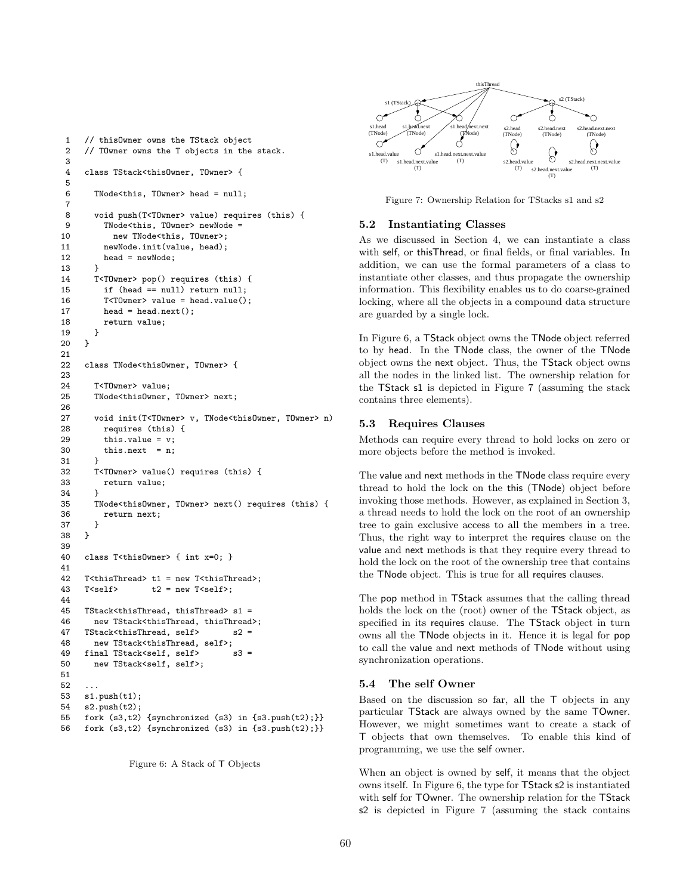```
1   // thisOwner owns the TStack object
2   // TOwner owns the T objects in the stack.
3
4   class TStack<thisOwner, TOwner> {
5
6     TNode<this, TOwner> head = null;
7
8     void push(T<TOwner> value) requires (this) {
9       TNode<this, TOwner> newNode =
10        new TNode<this, TOwner>;
11      newNode.init(value, head);
12      head = newNode;
13    }
14    T<TOwner> pop() requires (this) {
15      if (head == null) return null;
16      T<TOwner> value = head.value();
17      head = head.next();
18      return value;
19    }
20  }
21
22  class TNode<thisOwner, TOwner> {
23
24    T<TOwner> value;
25    TNode<thisOwner, TOwner> next;
26
27    void init(T<TOwner> v, TNode<thisOwner, TOwner> n)
28      requires (this) {
29      this.value = v;
30      this.next  = n;
31    }
32    T<TOwner> value() requires (this) {
33      return value;
34    }
35    TNode<thisOwner, TOwner> next() requires (this) {
36      return next;
37    }
38  }
39
40  class T<thisOwner> { int x=0; }
41
42  T<thisThread> t1 = new T<thisThread>;
43  T<self>       t2 = new T<self>;
44
45  TStack<thisThread, thisThread> s1 =
46    new TStack<thisThread, thisThread>;
47  TStack<thisThread, self>       s2 =
48    new TStack<thisThread, self>;
49  final TStack<self, self>       s3 =
50    new TStack<self, self>;
51
52  ...
53  s1.push(t1);
54  s2.push(t2);
55  fork (s3,t2) {synchronized (s3) in {s3.push(t2);}}
56  fork (s3,t2) {synchronized (s3) in {s3.push(t2);}}
```

Figure 6: A Stack of T Objects

Figure 7: Ownership Relation for TStacks s1 and s2

### 5.2 Instantiating Classes

As we discussed in Section 4, we can instantiate a class with self, or thisThread, or final fields, or final variables. In addition, we can use the formal parameters of a class to instantiate other classes, and thus propagate the ownership information. This flexibility enables us to do coarse-grained locking, where all the objects in a compound data structure are guarded by a single lock.

In Figure 6, a TStack object owns the TNode object referred to by head. In the TNode class, the owner of the TNode object owns the next object. Thus, the TStack object owns all the nodes in the linked list. The ownership relation for the TStack s1 is depicted in Figure 7 (assuming the stack contains three elements).

### 5.3 Requires Clauses

Methods can require every thread to hold locks on zero or more objects before the method is invoked.

The value and next methods in the TNode class require every thread to hold the lock on the this (TNode) object before invoking those methods. However, as explained in Section 3, a thread needs to hold the lock on the root of an ownership tree to gain exclusive access to all the members in a tree. Thus, the right way to interpret the requires clause on the value and next methods is that they require every thread to hold the lock on the root of the ownership tree that contains the TNode object. This is true for all requires clauses.

The pop method in TStack assumes that the calling thread holds the lock on the (root) owner of the TStack object, as specified in its requires clause. The TStack object in turn owns all the TNode objects in it. Hence it is legal for pop to call the value and next methods of TNode without using synchronization operations.

### 5.4 The self Owner

Based on the discussion so far, all the T objects in any particular TStack are always owned by the same TOwner. However, we might sometimes want to create a stack of T objects that own themselves. To enable this kind of programming, we use the self owner.

When an object is owned by self, it means that the object owns itself. In Figure 6, the type for TStack s2 is instantiated with self for TOwner. The ownership relation for the TStack s2 is depicted in Figure 7 (assuming the stack contains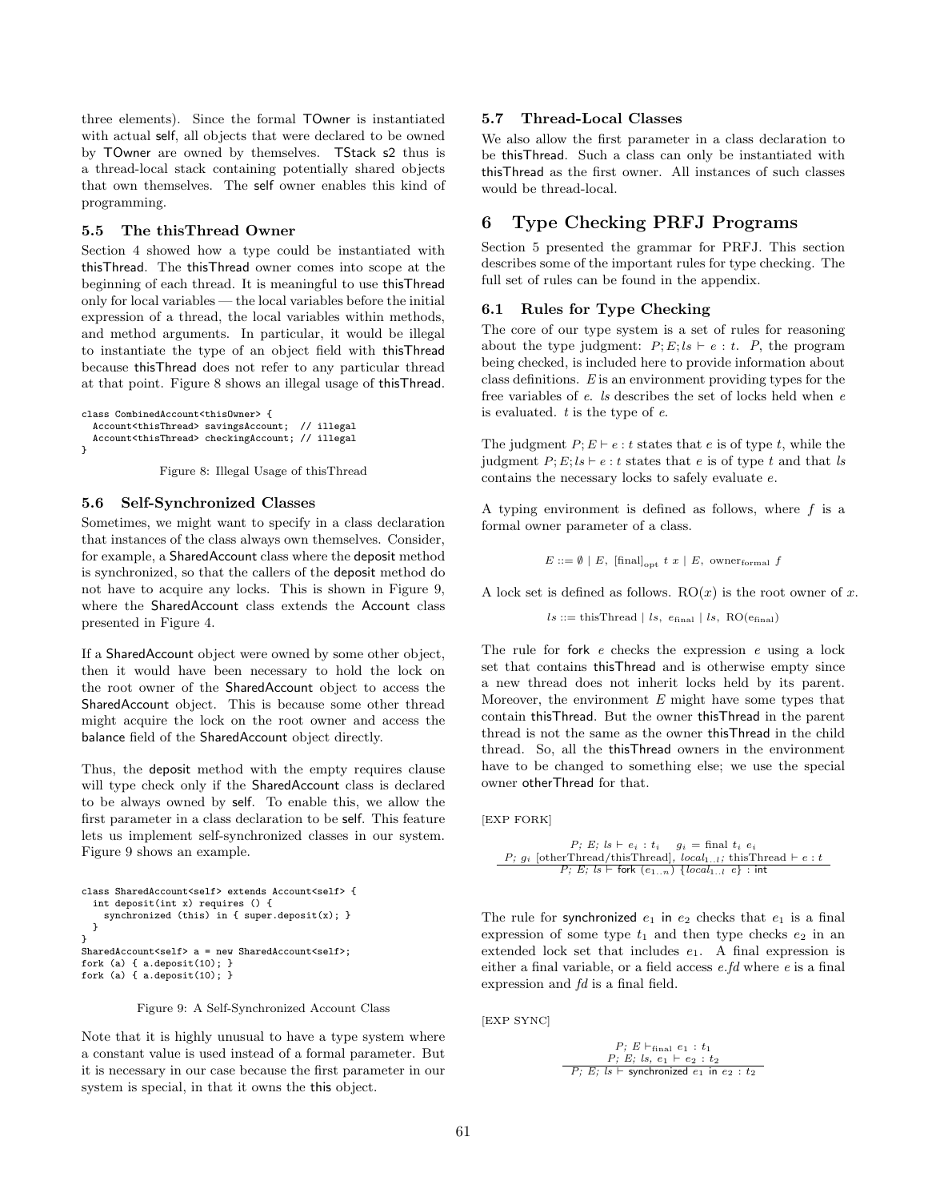three elements). Since the formal TOwner is instantiated with actual self, all objects that were declared to be owned by TOwner are owned by themselves. TStack s2 thus is a thread-local stack containing potentially shared objects that own themselves. The self owner enables this kind of programming.

### 5.5 The thisThread Owner

Section 4 showed how a type could be instantiated with thisThread. The thisThread owner comes into scope at the beginning of each thread. It is meaningful to use thisThread only for local variables — the local variables before the initial expression of a thread, the local variables within methods, and method arguments. In particular, it would be illegal to instantiate the type of an object field with thisThread because thisThread does not refer to any particular thread at that point. Figure 8 shows an illegal usage of thisThread.

```
class CombinedAccount<thisOwner> {
  Account<thisThread> savingsAccount;  // illegal
  Account<thisThread> checkingAccount; // illegal
}
```

Figure 8: Illegal Usage of thisThread

### 5.6 Self-Synchronized Classes

Sometimes, we might want to specify in a class declaration that instances of the class always own themselves. Consider, for example, a SharedAccount class where the deposit method is synchronized, so that the callers of the deposit method do not have to acquire any locks. This is shown in Figure 9, where the SharedAccount class extends the Account class presented in Figure 4.

If a SharedAccount object were owned by some other object, then it would have been necessary to hold the lock on the root owner of the SharedAccount object to access the SharedAccount object. This is because some other thread might acquire the lock on the root owner and access the balance field of the SharedAccount object directly.

Thus, the deposit method with the empty requires clause will type check only if the SharedAccount class is declared to be always owned by self. To enable this, we allow the first parameter in a class declaration to be self. This feature lets us implement self-synchronized classes in our system. Figure 9 shows an example.

```
class SharedAccount<self> extends Account<self> {
  int deposit(int x) requires () {
    synchronized (this) in { super.deposit(x); }
  }
}
SharedAccount<self> a = new SharedAccount<self>;
fork (a) { a.deposit(10); }
fork (a) { a.deposit(10); }
```

Figure 9: A Self-Synchronized Account Class

Note that it is highly unusual to have a type system where a constant value is used instead of a formal parameter. But it is necessary in our case because the first parameter in our system is special, in that it owns the this object.

### 5.7 Thread-Local Classes

We also allow the first parameter in a class declaration to be thisThread. Such a class can only be instantiated with thisThread as the first owner. All instances of such classes would be thread-local.

## 6 Type Checking PRFJ Programs

Section 5 presented the grammar for PRFJ. This section describes some of the important rules for type checking. The full set of rules can be found in the appendix.

### 6.1 Rules for Type Checking

The core of our type system is a set of rules for reasoning about the type judgment: $P; E; ls \vdash e : t$. $P$, the program being checked, is included here to provide information about class definitions. $E$ is an environment providing types for the free variables of $e$. $ls$ describes the set of locks held when $e$ is evaluated. $t$ is the type of $e$.

The judgment $P; E \vdash e : t$ states that $e$ is of type $t$, while the judgment $P; E; ls \vdash e : t$ states that $e$ is of type $t$ and that $ls$ contains the necessary locks to safely evaluate $e$.

A typing environment is defined as follows, where $f$ is a formal owner parameter of a class.

$$E ::= \emptyset \mid E,\ [\text{final}]_{\text{opt}}\ t\ x \mid E,\ \text{owner}_{\text{formal}}\ f$$

A lock set is defined as follows. RO($x$) is the root owner of $x$.

$$ls ::= \text{thisThread} \mid ls,\ e_{\text{final}} \mid ls,\ \text{RO}(e_{\text{final}})$$

The rule for fork $e$ checks the expression $e$ using a lock set that contains thisThread and is otherwise empty since a new thread does not inherit locks held by its parent. Moreover, the environment $E$ might have some types that contain thisThread. But the owner thisThread in the parent thread is not the same as the owner thisThread in the child thread. So, all the thisThread owners in the environment have to be changed to something else; we use the special owner otherThread for that.

[EXP FORK]

$$\frac{P;\ E;\ ls \vdash e_i : t_i \quad g_i = \text{final}\ t_i\ e_i \qquad P;\ g_i\ [\text{otherThread/thisThread}],\ local_{1..l};\ \text{thisThread} \vdash e : t}{P;\ E;\ ls \vdash \text{fork}\ (e_{1..n})\ \{local_{1..l}\ e\} : \text{int}}$$

The rule for synchronized $e_1$ in $e_2$ checks that $e_1$ is a final expression of some type $t_1$ and then type checks $e_2$ in an extended lock set that includes $e_1$. A final expression is either a final variable, or a field access $e.fd$ where $e$ is a final expression and $fd$ is a final field.

[EXP SYNC]

$$\frac{P;\ E \vdash_{\text{final}} e_1 : t_1 \qquad P;\ E;\ ls,\ e_1 \vdash e_2 : t_2}{P;\ E;\ ls \vdash \text{synchronized}\ e_1\ \text{in}\ e_2 : t_2}$$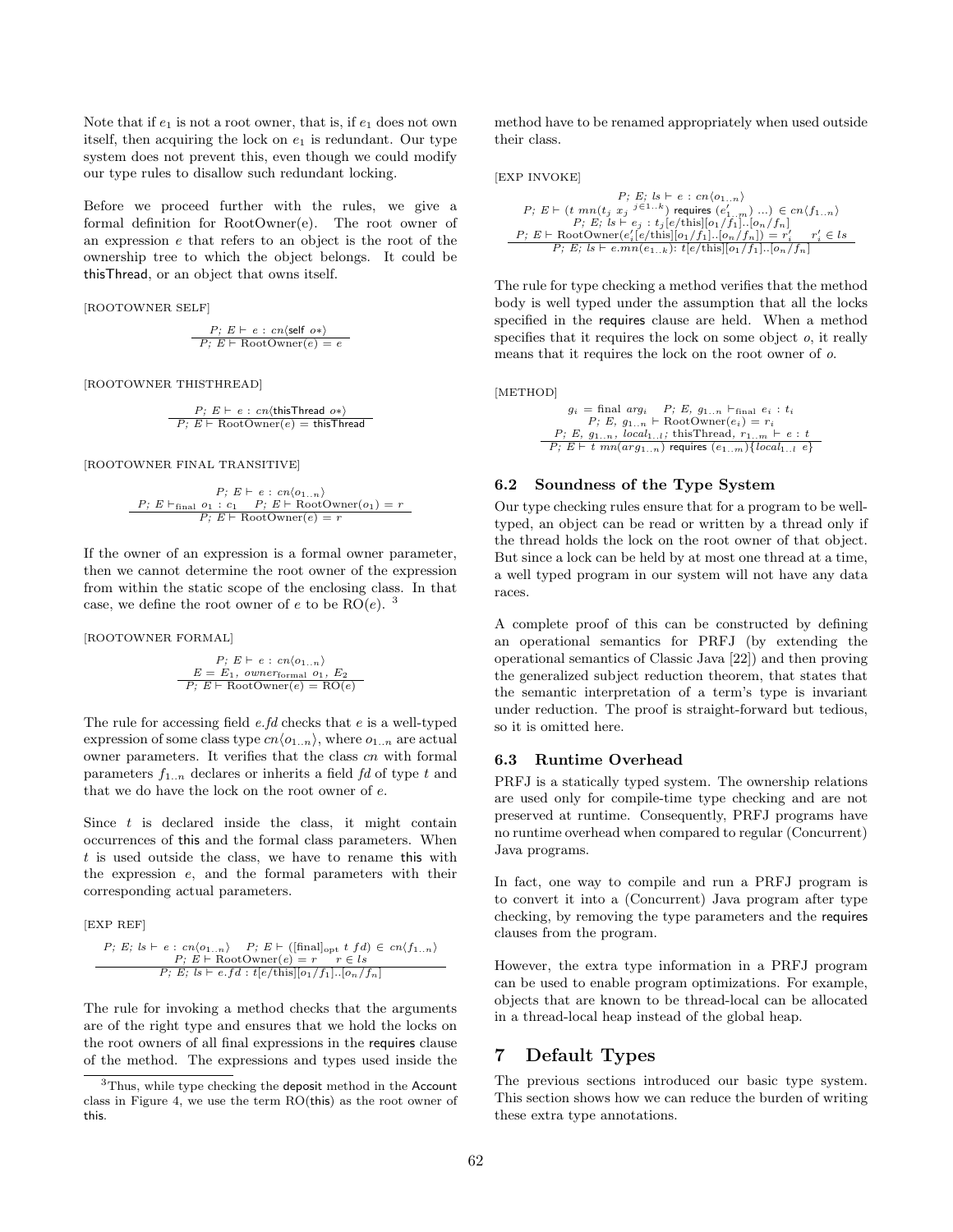Note that if $e_1$ is not a root owner, that is, if $e_1$ does not own itself, then acquiring the lock on $e_1$ is redundant. Our type system does not prevent this, even though we could modify our type rules to disallow such redundant locking.

Before we proceed further with the rules, we give a formal definition for RootOwner(e). The root owner of an expression $e$ that refers to an object is the root of the ownership tree to which the object belongs. It could be thisThread, or an object that owns itself.

[ROOTOWNER SELF]

$$\frac{P;\ E \vdash\ e\ :\ cn\langle \mathsf{self}\ o*\rangle}{P;\ E \vdash \text{RootOwner}(e) = e}$$

[ROOTOWNER THISTHREAD]

$$\frac{P;\ E \vdash\ e\ :\ cn\langle \mathsf{thisThread}\ o*\rangle}{P;\ E \vdash \text{RootOwner}(e) = \mathsf{thisThread}}$$

[ROOTOWNER FINAL TRANSITIVE]

$$\frac{\begin{array}{c}P;\ E \vdash\ e\ :\ cn\langle o_{1..n}\rangle \\ P;\ E \vdash_{\text{final}}\ o_1\ :\ c_1 \quad P;\ E \vdash \text{RootOwner}(o_1) = r\end{array}}{P;\ E \vdash \text{RootOwner}(e) = r}$$

If the owner of an expression is a formal owner parameter, then we cannot determine the root owner of the expression from within the static scope of the enclosing class. In that case, we define the root owner of $e$ to be RO($e$). [3]

[ROOTOWNER FORMAL]

$$\frac{\begin{array}{c}P;\ E \vdash\ e\ :\ cn\langle o_{1..n}\rangle \\ E = E_1,\ owner_{\text{formal}}\ o_1,\ E_2\end{array}}{P;\ E \vdash \text{RootOwner}(e) = \text{RO}(e)}$$

The rule for accessing field $e.fd$ checks that $e$ is a well-typed expression of some class type $cn\langle o_{1..n}\rangle$, where $o_{1..n}$ are actual owner parameters. It verifies that the class $cn$ with formal parameters $f_{1..n}$ declares or inherits a field $fd$ of type $t$ and that we do have the lock on the root owner of $e$.

Since $t$ is declared inside the class, it might contain occurrences of this and the formal class parameters. When $t$ is used outside the class, we have to rename this with the expression $e$, and the formal parameters with their corresponding actual parameters.

[EXP REF]

$$\frac{\begin{array}{c}P;\ E;\ ls \vdash\ e\ :\ cn\langle o_{1..n}\rangle \quad P;\ E \vdash\ ([\text{final}]_{\text{opt}}\ t\ fd) \in cn\langle f_{1..n}\rangle \\ P;\ E \vdash \text{RootOwner}(e) = r \qquad r \in ls\end{array}}{P;\ E;\ ls \vdash e.fd : t[e/\text{this}][o_1/f_1]..[o_n/f_n]}$$

The rule for invoking a method checks that the arguments are of the right type and ensures that we hold the locks on the root owners of all final expressions in the requires clause of the method. The expressions and types used inside the method have to be renamed appropriately when used outside their class.

[EXP INVOKE]

$$\frac{\begin{array}{c}P;\ E;\ ls \vdash\ e\ :\ cn\langle o_{1..n}\rangle \\ P;\ E \vdash\ (t\ mn(t_j\ x_j\ ^{j\in 1..k})\ \mathsf{requires}\ (e'_{1..m})\ ...) \in cn\langle f_{1..n}\rangle \\ P;\ E;\ ls \vdash e_j\ :\ t_j[e/\text{this}][o_1/f_1]..[o_n/f_n] \\ P;\ E \vdash \text{RootOwner}(e'_i[e/\text{this}][o_1/f_1]..[o_n/f_n]) = r'_i \qquad r'_i \in ls\end{array}}{P;\ E;\ ls \vdash e.mn(e_{1..k}) : t[e/\text{this}][o_1/f_1]..[o_n/f_n]}$$

The rule for type checking a method verifies that the method body is well typed under the assumption that all the locks specified in the requires clause are held. When a method specifies that it requires the lock on some object $o$, it really means that it requires the lock on the root owner of $o$.

[METHOD]

$$\frac{\begin{array}{c}g_i = \text{final}\ arg_i \quad P;\ E,\ g_{1..n} \vdash_{\text{final}}\ e_i\ :\ t_i \\ P;\ E,\ g_{1..n} \vdash \text{RootOwner}(e_i) = r_i \\ P;\ E,\ g_{1..n},\ local_{1..l};\ \text{thisThread},\ r_{1..m} \vdash\ e\ :\ t\end{array}}{P;\ E \vdash\ t\ mn(arg_{1..n})\ \mathsf{requires}\ (e_{1..m})\{local_{1..l}\ e\}}$$

### 6.2 Soundness of the Type System

Our type checking rules ensure that for a program to be well-typed, an object can be read or written by a thread only if the thread holds the lock on the root owner of that object. But since a lock can be held by at most one thread at a time, a well typed program in our system will not have any data races.

A complete proof of this can be constructed by defining an operational semantics for PRFJ (by extending the operational semantics of Classic Java [22]) and then proving the generalized subject reduction theorem, that states that the semantic interpretation of a term's type is invariant under reduction. The proof is straight-forward but tedious, so it is omitted here.

### 6.3 Runtime Overhead

PRFJ is a statically typed system. The ownership relations are used only for compile-time type checking and are not preserved at runtime. Consequently, PRFJ programs have no runtime overhead when compared to regular (Concurrent) Java programs.

In fact, one way to compile and run a PRFJ program is to convert it into a (Concurrent) Java program after type checking, by removing the type parameters and the requires clauses from the program.

However, the extra type information in a PRFJ program can be used to enable program optimizations. For example, objects that are known to be thread-local can be allocated in a thread-local heap instead of the global heap.

## 7 Default Types

The previous sections introduced our basic type system. This section shows how we can reduce the burden of writing these extra type annotations.

---

[3] Thus, while type checking the deposit method in the Account class in Figure 4, we use the term RO(this) as the root owner of this.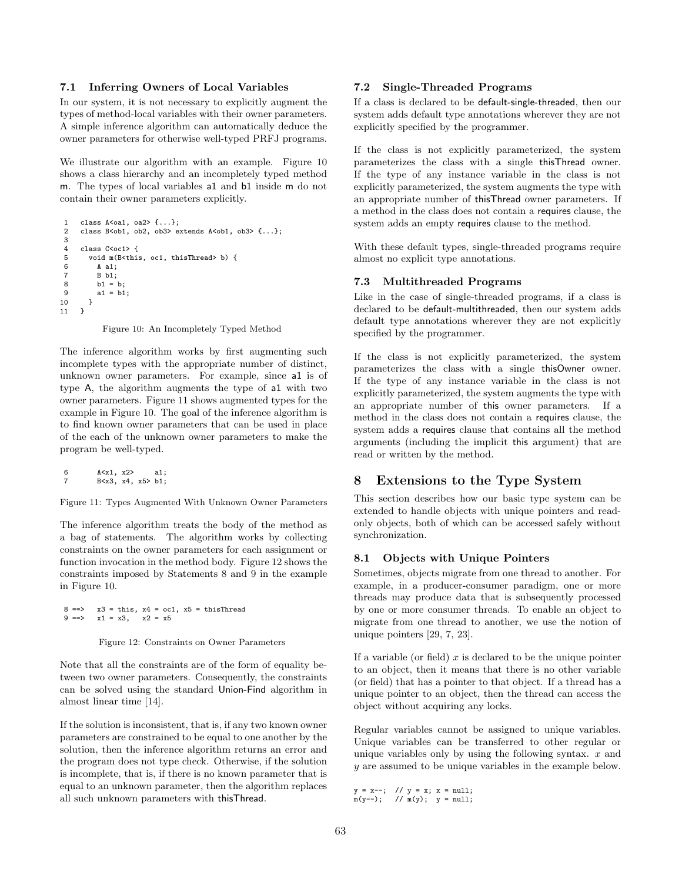### 7.1 Inferring Owners of Local Variables

In our system, it is not necessary to explicitly augment the types of method-local variables with their owner parameters. A simple inference algorithm can automatically deduce the owner parameters for otherwise well-typed PRFJ programs.

We illustrate our algorithm with an example. Figure 10 shows a class hierarchy and an incompletely typed method m. The types of local variables a1 and b1 inside m do not contain their owner parameters explicitly.

```
 1   class A<oa1, oa2> {...};
 2   class B<ob1, ob2, ob3> extends A<ob1, ob3> {...};
 3
 4   class C<oc1> {
 5     void m(B<this, oc1, thisThread> b) {
 6       A a1;
 7       B b1;
 8       b1 = b;
 9       a1 = b1;
10     }
11   }
```

Figure 10: An Incompletely Typed Method

The inference algorithm works by first augmenting such incomplete types with the appropriate number of distinct, unknown owner parameters. For example, since a1 is of type A, the algorithm augments the type of a1 with two owner parameters. Figure 11 shows augmented types for the example in Figure 10. The goal of the inference algorithm is to find known owner parameters that can be used in place of the each of the unknown owner parameters to make the program be well-typed.

```
 6       A<x1, x2>     a1;
 7       B<x3, x4, x5> b1;
```

Figure 11: Types Augmented With Unknown Owner Parameters

The inference algorithm treats the body of the method as a bag of statements. The algorithm works by collecting constraints on the owner parameters for each assignment or function invocation in the method body. Figure 12 shows the constraints imposed by Statements 8 and 9 in the example in Figure 10.

```
 8 ==>   x3 = this, x4 = oc1, x5 = thisThread
 9 ==>   x1 = x3,   x2 = x5
```

Figure 12: Constraints on Owner Parameters

Note that all the constraints are of the form of equality between two owner parameters. Consequently, the constraints can be solved using the standard Union-Find algorithm in almost linear time [14].

If the solution is inconsistent, that is, if any two known owner parameters are constrained to be equal to one another by the solution, then the inference algorithm returns an error and the program does not type check. Otherwise, if the solution is incomplete, that is, if there is no known parameter that is equal to an unknown parameter, then the algorithm replaces all such unknown parameters with thisThread.

### 7.2 Single-Threaded Programs

If a class is declared to be default-single-threaded, then our system adds default type annotations wherever they are not explicitly specified by the programmer.

If the class is not explicitly parameterized, the system parameterizes the class with a single thisThread owner. If the type of any instance variable in the class is not explicitly parameterized, the system augments the type with an appropriate number of thisThread owner parameters. If a method in the class does not contain a requires clause, the system adds an empty requires clause to the method.

With these default types, single-threaded programs require almost no explicit type annotations.

### 7.3 Multithreaded Programs

Like in the case of single-threaded programs, if a class is declared to be default-multithreaded, then our system adds default type annotations wherever they are not explicitly specified by the programmer.

If the class is not explicitly parameterized, the system parameterizes the class with a single thisOwner owner. If the type of any instance variable in the class is not explicitly parameterized, the system augments the type with an appropriate number of this owner parameters. If a method in the class does not contain a requires clause, the system adds a requires clause that contains all the method arguments (including the implicit this argument) that are read or written by the method.

## 8 Extensions to the Type System

This section describes how our basic type system can be extended to handle objects with unique pointers and read-only objects, both of which can be accessed safely without synchronization.

### 8.1 Objects with Unique Pointers

Sometimes, objects migrate from one thread to another. For example, in a producer-consumer paradigm, one or more threads may produce data that is subsequently processed by one or more consumer threads. To enable an object to migrate from one thread to another, we use the notion of unique pointers [29, 7, 23].

If a variable (or field) $x$ is declared to be the unique pointer to an object, then it means that there is no other variable (or field) that has a pointer to that object. If a thread has a unique pointer to an object, then the thread can access the object without acquiring any locks.

Regular variables cannot be assigned to unique variables. Unique variables can be transferred to other regular or unique variables only by using the following syntax. $x$ and $y$ are assumed to be unique variables in the example below.

```
y = x--;  // y = x; x = null;
m(y--);   // m(y);  y = null;
```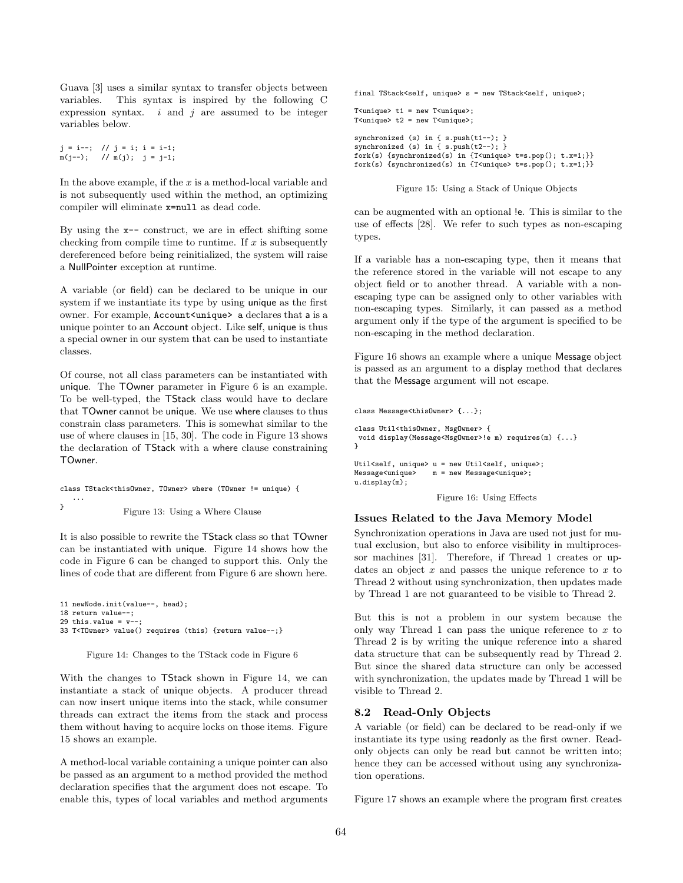Guava [3] uses a similar syntax to transfer objects between variables. This syntax is inspired by the following C expression syntax. $i$ and $j$ are assumed to be integer variables below.

```
j = i--;  // j = i; i = i-1;
m(j--);   // m(j);  j = j-1;
```

In the above example, if the $x$ is a method-local variable and is not subsequently used within the method, an optimizing compiler will eliminate `x=null` as dead code.

By using the `x--` construct, we are in effect shifting some checking from compile time to runtime. If $x$ is subsequently dereferenced before being reinitialized, the system will raise a NullPointer exception at runtime.

A variable (or field) can be declared to be unique in our system if we instantiate its type by using unique as the first owner. For example, `Account<unique> a` declares that a is a unique pointer to an Account object. Like self, unique is thus a special owner in our system that can be used to instantiate classes.

Of course, not all class parameters can be instantiated with unique. The TOwner parameter in Figure 6 is an example. To be well-typed, the TStack class would have to declare that TOwner cannot be unique. We use where clauses to thus constrain class parameters. This is somewhat similar to the use of where clauses in [15, 30]. The code in Figure 13 shows the declaration of TStack with a where clause constraining TOwner.

```
class TStack<thisOwner, TOwner> where (TOwner != unique) {
   ...
}
```

Figure 13: Using a Where Clause

It is also possible to rewrite the TStack class so that TOwner can be instantiated with unique. Figure 14 shows how the code in Figure 6 can be changed to support this. Only the lines of code that are different from Figure 6 are shown here.

```
11 newNode.init(value--, head);
18 return value--;
29 this.value = v--;
33 T<TOwner> value() requires (this) {return value--;}
```

Figure 14: Changes to the TStack code in Figure 6

With the changes to TStack shown in Figure 14, we can instantiate a stack of unique objects. A producer thread can now insert unique items into the stack, while consumer threads can extract the items from the stack and process them without having to acquire locks on those items. Figure 15 shows an example.

A method-local variable containing a unique pointer can also be passed as an argument to a method provided the method declaration specifies that the argument does not escape. To enable this, types of local variables and method arguments can be augmented with an optional !e. This is similar to the use of effects [28]. We refer to such types as non-escaping types.

```
final TStack<self, unique> s = new TStack<self, unique>;

T<unique> t1 = new T<unique>;
T<unique> t2 = new T<unique>;

synchronized (s) in { s.push(t1--); }
synchronized (s) in { s.push(t2--); }
fork(s) {synchronized(s) in {T<unique> t=s.pop(); t.x=1;}}
fork(s) {synchronized(s) in {T<unique> t=s.pop(); t.x=1;}}
```

Figure 15: Using a Stack of Unique Objects

If a variable has a non-escaping type, then it means that the reference stored in the variable will not escape to any object field or to another thread. A variable with a non-escaping type can be assigned only to other variables with non-escaping types. Similarly, it can passed as a method argument only if the type of the argument is specified to be non-escaping in the method declaration.

Figure 16 shows an example where a unique Message object is passed as an argument to a display method that declares that the Message argument will not escape.

```
class Message<thisOwner> {...};

class Util<thisOwner, MsgOwner> {
 void display(Message<MsgOwner>!e m) requires(m) {...}
}

Util<self, unique> u = new Util<self, unique>;
Message<unique>    m = new Message<unique>;
u.display(m);
```

Figure 16: Using Effects

### Issues Related to the Java Memory Model

Synchronization operations in Java are used not just for mutual exclusion, but also to enforce visibility in multiprocessor machines [31]. Therefore, if Thread 1 creates or updates an object $x$ and passes the unique reference to $x$ to Thread 2 without using synchronization, then updates made by Thread 1 are not guaranteed to be visible to Thread 2.

But this is not a problem in our system because the only way Thread 1 can pass the unique reference to $x$ to Thread 2 is by writing the unique reference into a shared data structure that can be subsequently read by Thread 2. But since the shared data structure can only be accessed with synchronization, the updates made by Thread 1 will be visible to Thread 2.

## 8.2 Read-Only Objects

A variable (or field) can be declared to be read-only if we instantiate its type using readonly as the first owner. Read-only objects can only be read but cannot be written into; hence they can be accessed without using any synchronization operations.

Figure 17 shows an example where the program first creates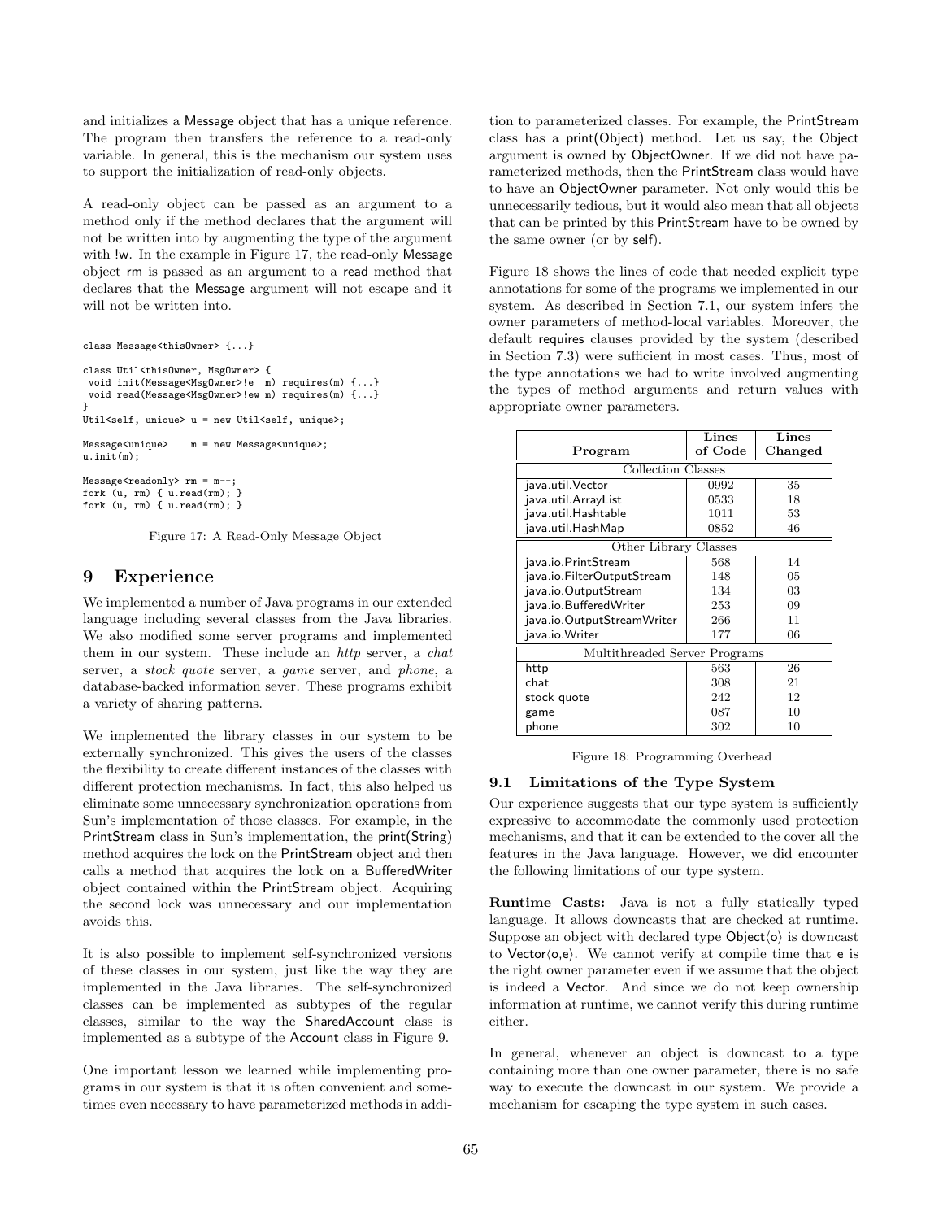and initializes a Message object that has a unique reference. The program then transfers the reference to a read-only variable. In general, this is the mechanism our system uses to support the initialization of read-only objects.

A read-only object can be passed as an argument to a method only if the method declares that the argument will not be written into by augmenting the type of the argument with !w. In the example in Figure 17, the read-only Message object rm is passed as an argument to a read method that declares that the Message argument will not escape and it will not be written into.

```
class Message<thisOwner> {...}

class Util<thisOwner, MsgOwner> {
 void init(Message<MsgOwner>!e  m) requires(m) {...}
 void read(Message<MsgOwner>!ew m) requires(m) {...}
}
Util<self, unique> u = new Util<self, unique>;

Message<unique>    m = new Message<unique>;
u.init(m);

Message<readonly> rm = m--;
fork (u, rm) { u.read(rm); }
fork (u, rm) { u.read(rm); }
```

Figure 17: A Read-Only Message Object

# 9 Experience

We implemented a number of Java programs in our extended language including several classes from the Java libraries. We also modified some server programs and implemented them in our system. These include an *http* server, a *chat* server, a *stock quote* server, a *game* server, and *phone*, a database-backed information sever. These programs exhibit a variety of sharing patterns.

We implemented the library classes in our system to be externally synchronized. This gives the users of the classes the flexibility to create different instances of the classes with different protection mechanisms. In fact, this also helped us eliminate some unnecessary synchronization operations from Sun's implementation of those classes. For example, in the PrintStream class in Sun's implementation, the print(String) method acquires the lock on the PrintStream object and then calls a method that acquires the lock on a BufferedWriter object contained within the PrintStream object. Acquiring the second lock was unnecessary and our implementation avoids this.

It is also possible to implement self-synchronized versions of these classes in our system, just like the way they are implemented in the Java libraries. The self-synchronized classes can be implemented as subtypes of the regular classes, similar to the way the SharedAccount class is implemented as a subtype of the Account class in Figure 9.

One important lesson we learned while implementing programs in our system is that it is often convenient and sometimes even necessary to have parameterized methods in addition to parameterized classes. For example, the PrintStream class has a print(Object) method. Let us say, the Object argument is owned by ObjectOwner. If we did not have parameterized methods, then the PrintStream class would have to have an ObjectOwner parameter. Not only would this be unnecessarily tedious, but it would also mean that all objects that can be printed by this PrintStream have to be owned by the same owner (or by self).

Figure 18 shows the lines of code that needed explicit type annotations for some of the programs we implemented in our system. As described in Section 7.1, our system infers the owner parameters of method-local variables. Moreover, the default requires clauses provided by the system (described in Section 7.3) were sufficient in most cases. Thus, most of the type annotations we had to write involved augmenting the types of method arguments and return values with appropriate owner parameters.

| Program | Lines of Code | Lines Changed |
|---|---|---|
| Collection Classes | | |
| java.util.Vector | 0992 | 35 |
| java.util.ArrayList | 0533 | 18 |
| java.util.Hashtable | 1011 | 53 |
| java.util.HashMap | 0852 | 46 |
| Other Library Classes | | |
| java.io.PrintStream | 568 | 14 |
| java.io.FilterOutputStream | 148 | 05 |
| java.io.OutputStream | 134 | 03 |
| java.io.BufferedWriter | 253 | 09 |
| java.io.OutputStreamWriter | 266 | 11 |
| java.io.Writer | 177 | 06 |
| Multithreaded Server Programs | | |
| http | 563 | 26 |
| chat | 308 | 21 |
| stock quote | 242 | 12 |
| game | 087 | 10 |
| phone | 302 | 10 |

Figure 18: Programming Overhead

## 9.1 Limitations of the Type System

Our experience suggests that our type system is sufficiently expressive to accommodate the commonly used protection mechanisms, and that it can be extended to the cover all the features in the Java language. However, we did encounter the following limitations of our type system.

**Runtime Casts:** Java is not a fully statically typed language. It allows downcasts that are checked at runtime. Suppose an object with declared type Object⟨o⟩ is downcast to Vector⟨o,e⟩. We cannot verify at compile time that e is the right owner parameter even if we assume that the object is indeed a Vector. And since we do not keep ownership information at runtime, we cannot verify this during runtime either.

In general, whenever an object is downcast to a type containing more than one owner parameter, there is no safe way to execute the downcast in our system. We provide a mechanism for escaping the type system in such cases.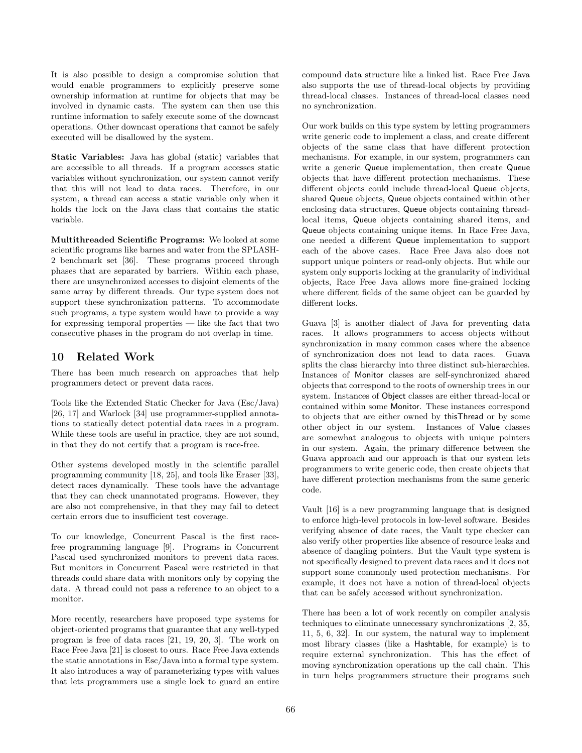It is also possible to design a compromise solution that would enable programmers to explicitly preserve some ownership information at runtime for objects that may be involved in dynamic casts. The system can then use this runtime information to safely execute some of the downcast operations. Other downcast operations that cannot be safely executed will be disallowed by the system.

**Static Variables:** Java has global (static) variables that are accessible to all threads. If a program accesses static variables without synchronization, our system cannot verify that this will not lead to data races. Therefore, in our system, a thread can access a static variable only when it holds the lock on the Java class that contains the static variable.

**Multithreaded Scientific Programs:** We looked at some scientific programs like barnes and water from the SPLASH-2 benchmark set [36]. These programs proceed through phases that are separated by barriers. Within each phase, there are unsynchronized accesses to disjoint elements of the same array by different threads. Our type system does not support these synchronization patterns. To accommodate such programs, a type system would have to provide a way for expressing temporal properties — like the fact that two consecutive phases in the program do not overlap in time.

## 10 Related Work

There has been much research on approaches that help programmers detect or prevent data races.

Tools like the Extended Static Checker for Java (Esc/Java) [26, 17] and Warlock [34] use programmer-supplied annotations to statically detect potential data races in a program. While these tools are useful in practice, they are not sound, in that they do not certify that a program is race-free.

Other systems developed mostly in the scientific parallel programming community [18, 25], and tools like Eraser [33], detect races dynamically. These tools have the advantage that they can check unannotated programs. However, they are also not comprehensive, in that they may fail to detect certain errors due to insufficient test coverage.

To our knowledge, Concurrent Pascal is the first race-free programming language [9]. Programs in Concurrent Pascal used synchronized monitors to prevent data races. But monitors in Concurrent Pascal were restricted in that threads could share data with monitors only by copying the data. A thread could not pass a reference to an object to a monitor.

More recently, researchers have proposed type systems for object-oriented programs that guarantee that any well-typed program is free of data races [21, 19, 20, 3]. The work on Race Free Java [21] is closest to ours. Race Free Java extends the static annotations in Esc/Java into a formal type system. It also introduces a way of parameterizing types with values that lets programmers use a single lock to guard an entire compound data structure like a linked list. Race Free Java also supports the use of thread-local objects by providing thread-local classes. Instances of thread-local classes need no synchronization.

Our work builds on this type system by letting programmers write generic code to implement a class, and create different objects of the same class that have different protection mechanisms. For example, in our system, programmers can write a generic Queue implementation, then create Queue objects that have different protection mechanisms. These different objects could include thread-local Queue objects, shared Queue objects, Queue objects contained within other enclosing data structures, Queue objects containing thread-local items, Queue objects containing shared items, and Queue objects containing unique items. In Race Free Java, one needed a different Queue implementation to support each of the above cases. Race Free Java also does not support unique pointers or read-only objects. But while our system only supports locking at the granularity of individual objects, Race Free Java allows more fine-grained locking where different fields of the same object can be guarded by different locks.

Guava [3] is another dialect of Java for preventing data races. It allows programmers to access objects without synchronization in many common cases where the absence of synchronization does not lead to data races. Guava splits the class hierarchy into three distinct sub-hierarchies. Instances of Monitor classes are self-synchronized shared objects that correspond to the roots of ownership trees in our system. Instances of Object classes are either thread-local or contained within some Monitor. These instances correspond to objects that are either owned by thisThread or by some other object in our system. Instances of Value classes are somewhat analogous to objects with unique pointers in our system. Again, the primary difference between the Guava approach and our approach is that our system lets programmers to write generic code, then create objects that have different protection mechanisms from the same generic code.

Vault [16] is a new programming language that is designed to enforce high-level protocols in low-level software. Besides verifying absence of date races, the Vault type checker can also verify other properties like absence of resource leaks and absence of dangling pointers. But the Vault type system is not specifically designed to prevent data races and it does not support some commonly used protection mechanisms. For example, it does not have a notion of thread-local objects that can be safely accessed without synchronization.

There has been a lot of work recently on compiler analysis techniques to eliminate unnecessary synchronizations [2, 35, 11, 5, 6, 32]. In our system, the natural way to implement most library classes (like a Hashtable, for example) is to require external synchronization. This has the effect of moving synchronization operations up the call chain. This in turn helps programmers structure their programs such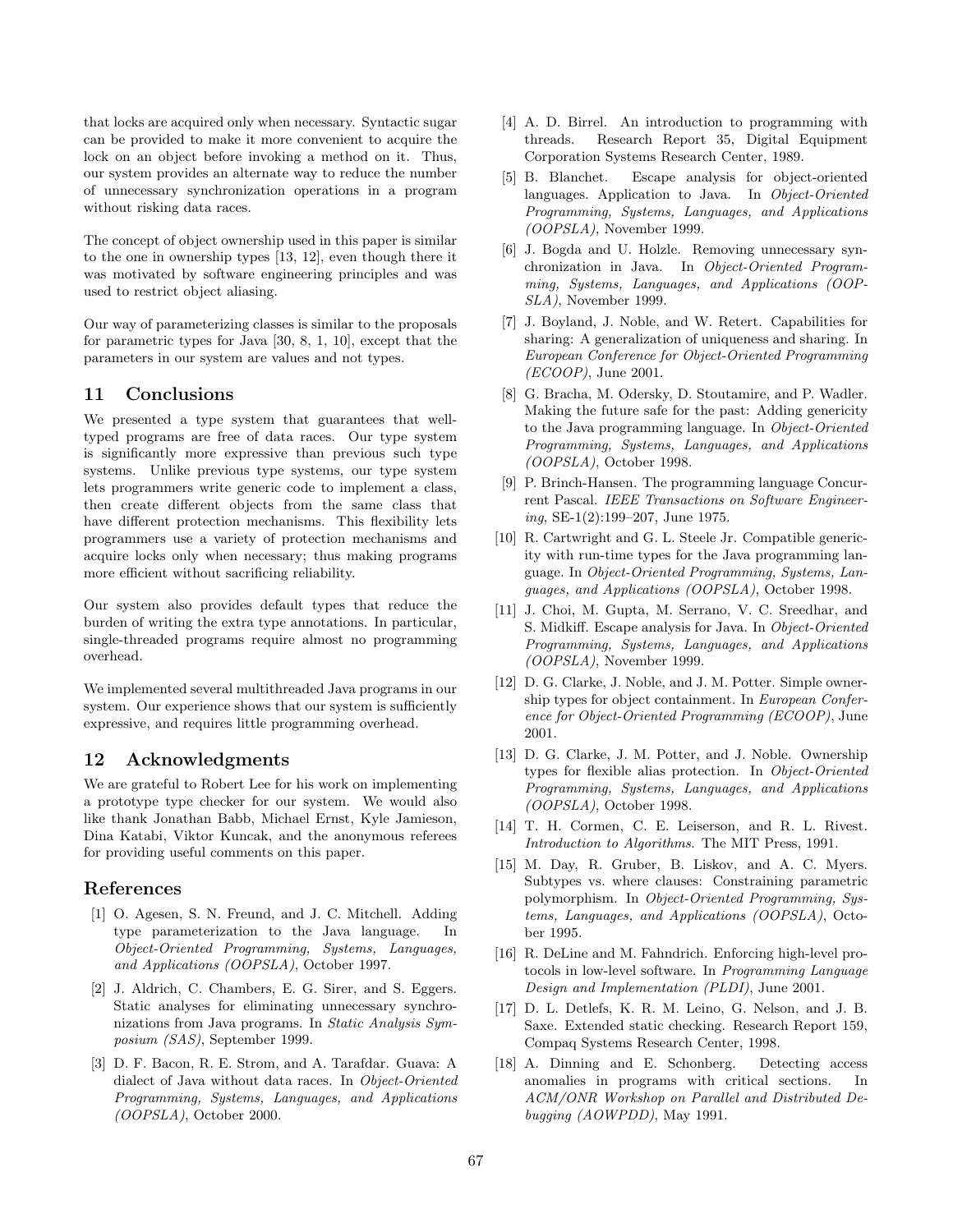that locks are acquired only when necessary. Syntactic sugar can be provided to make it more convenient to acquire the lock on an object before invoking a method on it. Thus, our system provides an alternate way to reduce the number of unnecessary synchronization operations in a program without risking data races.

The concept of object ownership used in this paper is similar to the one in ownership types [13, 12], even though there it was motivated by software engineering principles and was used to restrict object aliasing.

Our way of parameterizing classes is similar to the proposals for parametric types for Java [30, 8, 1, 10], except that the parameters in our system are values and not types.

## 11 Conclusions

We presented a type system that guarantees that well-typed programs are free of data races. Our type system is significantly more expressive than previous such type systems. Unlike previous type systems, our type system lets programmers write generic code to implement a class, then create different objects from the same class that have different protection mechanisms. This flexibility lets programmers use a variety of protection mechanisms and acquire locks only when necessary; thus making programs more efficient without sacrificing reliability.

Our system also provides default types that reduce the burden of writing the extra type annotations. In particular, single-threaded programs require almost no programming overhead.

We implemented several multithreaded Java programs in our system. Our experience shows that our system is sufficiently expressive, and requires little programming overhead.

## 12 Acknowledgments

We are grateful to Robert Lee for his work on implementing a prototype type checker for our system. We would also like thank Jonathan Babb, Michael Ernst, Kyle Jamieson, Dina Katabi, Viktor Kuncak, and the anonymous referees for providing useful comments on this paper.

## References

[1] O. Agesen, S. N. Freund, and J. C. Mitchell. Adding type parameterization to the Java language. In *Object-Oriented Programming, Systems, Languages, and Applications (OOPSLA)*, October 1997.

[2] J. Aldrich, C. Chambers, E. G. Sirer, and S. Eggers. Static analyses for eliminating unnecessary synchronizations from Java programs. In *Static Analysis Symposium (SAS)*, September 1999.

[3] D. F. Bacon, R. E. Strom, and A. Tarafdar. Guava: A dialect of Java without data races. In *Object-Oriented Programming, Systems, Languages, and Applications (OOPSLA)*, October 2000.

[4] A. D. Birrel. An introduction to programming with threads. Research Report 35, Digital Equipment Corporation Systems Research Center, 1989.

[5] B. Blanchet. Escape analysis for object-oriented languages. Application to Java. In *Object-Oriented Programming, Systems, Languages, and Applications (OOPSLA)*, November 1999.

[6] J. Bogda and U. Holzle. Removing unnecessary synchronization in Java. In *Object-Oriented Programming, Systems, Languages, and Applications (OOPSLA)*, November 1999.

[7] J. Boyland, J. Noble, and W. Retert. Capabilities for sharing: A generalization of uniqueness and sharing. In *European Conference for Object-Oriented Programming (ECOOP)*, June 2001.

[8] G. Bracha, M. Odersky, D. Stoutamire, and P. Wadler. Making the future safe for the past: Adding genericity to the Java programming language. In *Object-Oriented Programming, Systems, Languages, and Applications (OOPSLA)*, October 1998.

[9] P. Brinch-Hansen. The programming language Concurrent Pascal. *IEEE Transactions on Software Engineering*, SE-1(2):199–207, June 1975.

[10] R. Cartwright and G. L. Steele Jr. Compatible genericity with run-time types for the Java programming language. In *Object-Oriented Programming, Systems, Languages, and Applications (OOPSLA)*, October 1998.

[11] J. Choi, M. Gupta, M. Serrano, V. C. Sreedhar, and S. Midkiff. Escape analysis for Java. In *Object-Oriented Programming, Systems, Languages, and Applications (OOPSLA)*, November 1999.

[12] D. G. Clarke, J. Noble, and J. M. Potter. Simple ownership types for object containment. In *European Conference for Object-Oriented Programming (ECOOP)*, June 2001.

[13] D. G. Clarke, J. M. Potter, and J. Noble. Ownership types for flexible alias protection. In *Object-Oriented Programming, Systems, Languages, and Applications (OOPSLA)*, October 1998.

[14] T. H. Cormen, C. E. Leiserson, and R. L. Rivest. *Introduction to Algorithms*. The MIT Press, 1991.

[15] M. Day, R. Gruber, B. Liskov, and A. C. Myers. Subtypes vs. where clauses: Constraining parametric polymorphism. In *Object-Oriented Programming, Systems, Languages, and Applications (OOPSLA)*, October 1995.

[16] R. DeLine and M. Fahndrich. Enforcing high-level protocols in low-level software. In *Programming Language Design and Implementation (PLDI)*, June 2001.

[17] D. L. Detlefs, K. R. M. Leino, G. Nelson, and J. B. Saxe. Extended static checking. Research Report 159, Compaq Systems Research Center, 1998.

[18] A. Dinning and E. Schonberg. Detecting access anomalies in programs with critical sections. In *ACM/ONR Workshop on Parallel and Distributed Debugging (AOWPDD)*, May 1991.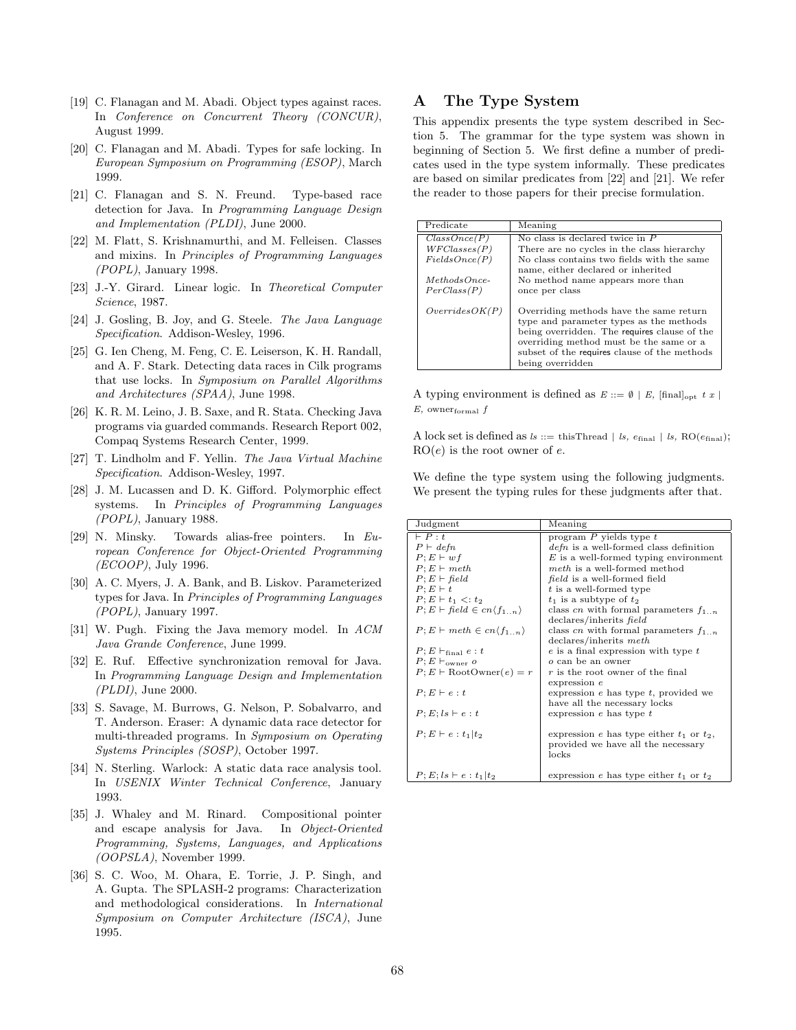[19] C. Flanagan and M. Abadi. Object types against races. In *Conference on Concurrent Theory (CONCUR)*, August 1999.

[20] C. Flanagan and M. Abadi. Types for safe locking. In *European Symposium on Programming (ESOP)*, March 1999.

[21] C. Flanagan and S. N. Freund. Type-based race detection for Java. In *Programming Language Design and Implementation (PLDI)*, June 2000.

[22] M. Flatt, S. Krishnamurthi, and M. Felleisen. Classes and mixins. In *Principles of Programming Languages (POPL)*, January 1998.

[23] J.-Y. Girard. Linear logic. In *Theoretical Computer Science*, 1987.

[24] J. Gosling, B. Joy, and G. Steele. *The Java Language Specification*. Addison-Wesley, 1996.

[25] G. Ien Cheng, M. Feng, C. E. Leiserson, K. H. Randall, and A. F. Stark. Detecting data races in Cilk programs that use locks. In *Symposium on Parallel Algorithms and Architectures (SPAA)*, June 1998.

[26] K. R. M. Leino, J. B. Saxe, and R. Stata. Checking Java programs via guarded commands. Research Report 002, Compaq Systems Research Center, 1999.

[27] T. Lindholm and F. Yellin. *The Java Virtual Machine Specification*. Addison-Wesley, 1997.

[28] J. M. Lucassen and D. K. Gifford. Polymorphic effect systems. In *Principles of Programming Languages (POPL)*, January 1988.

[29] N. Minsky. Towards alias-free pointers. In *European Conference for Object-Oriented Programming (ECOOP)*, July 1996.

[30] A. C. Myers, J. A. Bank, and B. Liskov. Parameterized types for Java. In *Principles of Programming Languages (POPL)*, January 1997.

[31] W. Pugh. Fixing the Java memory model. In *ACM Java Grande Conference*, June 1999.

[32] E. Ruf. Effective synchronization removal for Java. In *Programming Language Design and Implementation (PLDI)*, June 2000.

[33] S. Savage, M. Burrows, G. Nelson, P. Sobalvarro, and T. Anderson. Eraser: A dynamic data race detector for multi-threaded programs. In *Symposium on Operating Systems Principles (SOSP)*, October 1997.

[34] N. Sterling. Warlock: A static data race analysis tool. In *USENIX Winter Technical Conference*, January 1993.

[35] J. Whaley and M. Rinard. Compositional pointer and escape analysis for Java. In *Object-Oriented Programming, Systems, Languages, and Applications (OOPSLA)*, November 1999.

[36] S. C. Woo, M. Ohara, E. Torrie, J. P. Singh, and A. Gupta. The SPLASH-2 programs: Characterization and methodological considerations. In *International Symposium on Computer Architecture (ISCA)*, June 1995.

# A The Type System

This appendix presents the type system described in Section 5. The grammar for the type system was shown in beginning of Section 5. We first define a number of predicates used in the type system informally. These predicates are based on similar predicates from [22] and [21]. We refer the reader to those papers for their precise formulation.

| Predicate | Meaning |
|---|---|
| $ClassOnce(P)$ | No class is declared twice in $P$ |
| $WFClasses(P)$ | There are no cycles in the class hierarchy |
| $FieldsOnce(P)$ | No class contains two fields with the same name, either declared or inherited |
| $MethodsOncePerClass(P)$ | No method name appears more than once per class |
| $OverridesOK(P)$ | Overriding methods have the same return type and parameter types as the methods being overridden. The requires clause of the overriding method must be the same or a subset of the requires clause of the methods being overridden |

A typing environment is defined as $E ::= \emptyset \mid E,\ [\text{final}]_{\text{opt}}\ t\ x \mid E,\ \text{owner}_{\text{formal}}\ f$

A lock set is defined as $ls ::= \text{thisThread} \mid ls,\ e_{\text{final}} \mid ls,\ \text{RO}(e_{\text{final}})$; $\text{RO}(e)$ is the root owner of $e$.

We define the type system using the following judgments. We present the typing rules for these judgments after that.

| Judgment | Meaning |
|---|---|
| $\vdash P : t$ | program $P$ yields type $t$ |
| $P \vdash defn$ | $defn$ is a well-formed class definition |
| $P; E \vdash wf$ | $E$ is a well-formed typing environment |
| $P; E \vdash meth$ | $meth$ is a well-formed method |
| $P; E \vdash field$ | $field$ is a well-formed field |
| $P; E \vdash t$ | $t$ is a well-formed type |
| $P; E \vdash t_1 <: t_2$ | $t_1$ is a subtype of $t_2$ |
| $P; E \vdash field \in cn\langle f_{1..n} \rangle$ | class $cn$ with formal parameters $f_{1..n}$ declares/inherits $field$ |
| $P; E \vdash meth \in cn\langle f_{1..n} \rangle$ | class $cn$ with formal parameters $f_{1..n}$ declares/inherits $meth$ |
| $P; E \vdash_{\text{final}} e : t$ | $e$ is a final expression with type $t$ |
| $P; E \vdash_{\text{owner}} o$ | $o$ can be an owner |
| $P; E \vdash \text{RootOwner}(e) = r$ | $r$ is the root owner of the final expression $e$ |
| $P; E \vdash e : t$ | expression $e$ has type $t$, provided we have all the necessary locks |
| $P; E; ls \vdash e : t$ | expression $e$ has type $t$ |
| $P; E \vdash e : t_1 \mid t_2$ | expression $e$ has type either $t_1$ or $t_2$, provided we have all the necessary locks |
| $P; E; ls \vdash e : t_1 \mid t_2$ | expression $e$ has type either $t_1$ or $t_2$ |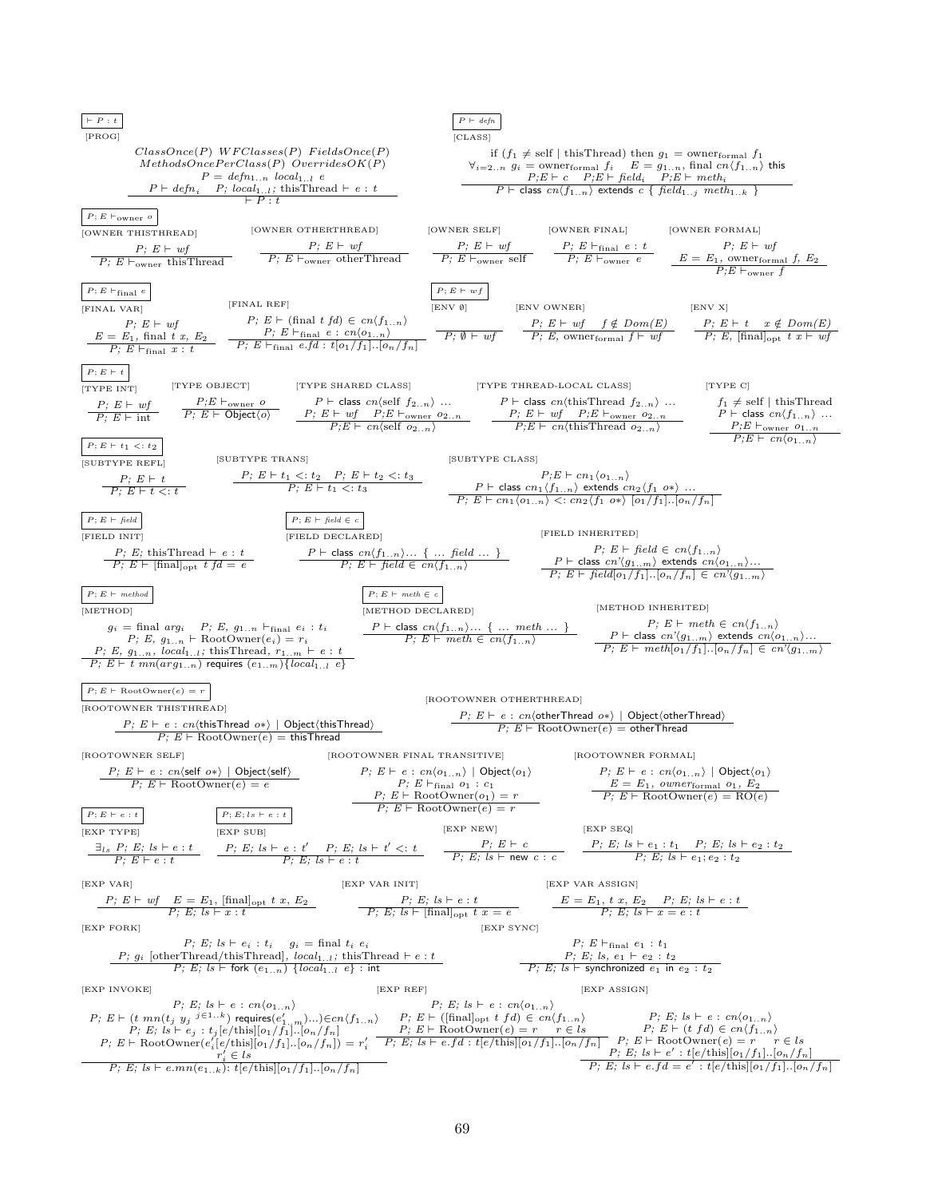$\boxed{\vdash P : t}$

[PROG]

$$\frac{\begin{array}{c} ClassOnce(P)\ \ WFClasses(P)\ \ FieldsOnce(P) \\ MethodsOncePerClass(P)\ \ OverridesOK(P) \\ P = defn_{1..n}\ \ local_{1..l}\ \ e \\ P \vdash defn_i \quad P;\ local_{1..l};\ \text{thisThread} \vdash e : t \end{array}}{\vdash P : t}$$

$\boxed{P \vdash defn}$

[CLASS]

$$\frac{\begin{array}{c} \text{if } (f_1 \neq \text{self} \mid \text{thisThread}) \text{ then } g_1 = \text{owner}_{\text{formal}}\ f_1 \\ \forall_{i=2..n}\ g_i = \text{owner}_{\text{formal}}\ f_i \quad E = g_{1..n}, \text{ final } cn\langle f_{1..n}\rangle \text{ this} \\ P;E \vdash c \quad P;E \vdash field_i \quad P;E \vdash meth_i \end{array}}{P \vdash \textsf{class } cn\langle f_{1..n}\rangle \textsf{ extends } c\ \{\ field_{1..j}\ \ meth_{1..k}\ \}}$$

$\boxed{P;\ E \vdash_{\text{owner}}\ o}$

[OWNER THISTHREAD]
$$\frac{P;\ E \vdash wf}{P;\ E \vdash_{\text{owner}} \text{thisThread}}$$

[OWNER OTHERTHREAD]
$$\frac{P;\ E \vdash wf}{P;\ E \vdash_{\text{owner}} \text{otherThread}}$$

[OWNER SELF]
$$\frac{P;\ E \vdash wf}{P;\ E \vdash_{\text{owner}} \text{self}}$$

[OWNER FINAL]
$$\frac{P;\ E \vdash_{\text{final}}\ e : t}{P;\ E \vdash_{\text{owner}}\ e}$$

[OWNER FORMAL]
$$\frac{\begin{array}{c} P;\ E \vdash wf \\ E = E_1,\ \text{owner}_{\text{formal}}\ f,\ E_2 \end{array}}{P;E \vdash_{\text{owner}}\ f}$$

$\boxed{P;\ E \vdash_{\text{final}}\ e}$

[FINAL VAR]
$$\frac{\begin{array}{c} P;\ E \vdash wf \\ E = E_1,\ \text{final}\ t\ x,\ E_2 \end{array}}{P;\ E \vdash_{\text{final}}\ x : t}$$

[FINAL REF]
$$\frac{\begin{array}{c} P;\ E \vdash (\text{final}\ t\ fd) \in cn\langle f_{1..n}\rangle \\ P;\ E \vdash_{\text{final}}\ e : cn\langle o_{1..n}\rangle \end{array}}{P;\ E \vdash_{\text{final}}\ e.fd : t[o_1/f_1]..[o_n/f_n]}$$

$\boxed{P;\ E \vdash wf}$

[ENV $\emptyset$]
$$\frac{}{P;\ \emptyset \vdash wf}$$

[ENV OWNER]
$$\frac{P;\ E \vdash wf \quad f \notin Dom(E)}{P;\ E,\ \text{owner}_{\text{formal}}\ f \vdash wf}$$

[ENV X]
$$\frac{P;\ E \vdash t \quad x \notin Dom(E)}{P;\ E,\ [\text{final}]_{\text{opt}}\ t\ x \vdash wf}$$

$\boxed{P;\ E \vdash t}$

[TYPE INT]
$$\frac{P;\ E \vdash wf}{P;\ E \vdash \text{int}}$$

[TYPE OBJECT]
$$\frac{P;E \vdash_{\text{owner}}\ o}{P;\ E \vdash \textsf{Object}\langle o\rangle}$$

[TYPE SHARED CLASS]
$$\frac{\begin{array}{c} P \vdash \textsf{class } cn\langle \text{self } f_{2..n}\rangle \ \dots \\ P;\ E \vdash wf \quad P;E \vdash_{\text{owner}}\ o_{2..n} \end{array}}{P;E \vdash cn\langle \text{self } o_{2..n}\rangle}$$

[TYPE THREAD-LOCAL CLASS]
$$\frac{\begin{array}{c} P \vdash \textsf{class } cn\langle \text{thisThread } f_{2..n}\rangle \ \dots \\ P;\ E \vdash wf \quad P;E \vdash_{\text{owner}}\ o_{2..n} \end{array}}{P;E \vdash cn\langle \text{thisThread } o_{2..n}\rangle}$$

[TYPE C]
$$\frac{\begin{array}{c} f_1 \neq \text{self} \mid \text{thisThread} \\ P \vdash \textsf{class } cn\langle f_{1..n}\rangle \ \dots \\ P;E \vdash_{\text{owner}}\ o_{1..n} \end{array}}{P;E \vdash cn\langle o_{1..n}\rangle}$$

$\boxed{P;\ E \vdash t_1 <: t_2}$

[SUBTYPE REFL]
$$\frac{P;\ E \vdash t}{P;\ E \vdash t <: t}$$

[SUBTYPE TRANS]
$$\frac{P;\ E \vdash t_1 <: t_2 \quad P;\ E \vdash t_2 <: t_3}{P;\ E \vdash t_1 <: t_3}$$

[SUBTYPE CLASS]
$$\frac{\begin{array}{c} P;E \vdash cn_1\langle o_{1..n}\rangle \\ P \vdash \textsf{class } cn_1\langle f_{1..n}\rangle \textsf{ extends } cn_2\langle f_1\ o*\rangle \ \dots \end{array}}{P;\ E \vdash cn_1\langle o_{1..n}\rangle <: cn_2\langle f_1\ o*\rangle\ [o_1/f_1]..[o_n/f_n]}$$

$\boxed{P;\ E \vdash field}$

[FIELD INIT]
$$\frac{P;\ E;\ \text{thisThread} \vdash e : t}{P;\ E \vdash [\text{final}]_{\text{opt}}\ t\ fd = e}$$

$\boxed{P;\ E \vdash field \in c}$

[FIELD DECLARED]
$$\frac{P \vdash \textsf{class } cn\langle f_{1..n}\rangle \dots\ \{\ \dots\ field\ \dots\ \}}{P;\ E \vdash field \in cn\langle f_{1..n}\rangle}$$

[FIELD INHERITED]
$$\frac{\begin{array}{c} P;\ E \vdash field \in cn\langle f_{1..n}\rangle \\ P \vdash \textsf{class } cn'\langle g_{1..m}\rangle \textsf{ extends } cn\langle o_{1..n}\rangle \dots \end{array}}{P;\ E \vdash field[o_1/f_1]..[o_n/f_n] \in cn'\langle g_{1..m}\rangle}$$

$\boxed{P;\ E \vdash method}$

[METHOD]
$$\frac{\begin{array}{c} g_i = \text{final}\ arg_i \quad P;\ E,\ g_{1..n} \vdash_{\text{final}}\ e_i : t_i \\ P;\ E,\ g_{1..n} \vdash \text{RootOwner}(e_i) = r_i \\ P;\ E,\ g_{1..n},\ local_{1..l};\ \text{thisThread},\ r_{1..m} \vdash e : t \end{array}}{P;\ E \vdash t\ mn(arg_{1..n}) \textsf{ requires } (e_{1..m})\{local_{1..l}\ \ e\}}$$

$\boxed{P;\ E \vdash meth \in c}$

[METHOD DECLARED]
$$\frac{P \vdash \textsf{class } cn\langle f_{1..n}\rangle \dots\ \{\ \dots\ meth\ \dots\ \}}{P;\ E \vdash meth \in cn\langle f_{1..n}\rangle}$$

[METHOD INHERITED]
$$\frac{\begin{array}{c} P;\ E \vdash meth \in cn\langle f_{1..n}\rangle \\ P \vdash \textsf{class } cn'\langle g_{1..m}\rangle \textsf{ extends } cn\langle o_{1..n}\rangle \dots \end{array}}{P;\ E \vdash meth[o_1/f_1]..[o_n/f_n] \in cn'\langle g_{1..m}\rangle}$$

$\boxed{P;\ E \vdash \text{RootOwner}(e) = r}$

[ROOTOWNER THISTHREAD]
$$\frac{P;\ E \vdash e : cn\langle \textsf{thisThread}\ o*\rangle \mid \textsf{Object}\langle\textsf{thisThread}\rangle}{P;\ E \vdash \text{RootOwner}(e) = \textsf{thisThread}}$$

[ROOTOWNER OTHERTHREAD]
$$\frac{P;\ E \vdash e : cn\langle \textsf{otherThread}\ o*\rangle \mid \textsf{Object}\langle\textsf{otherThread}\rangle}{P;\ E \vdash \text{RootOwner}(e) = \textsf{otherThread}}$$

[ROOTOWNER SELF]
$$\frac{P;\ E \vdash e : cn\langle \textsf{self}\ o*\rangle \mid \textsf{Object}\langle\textsf{self}\rangle}{P;\ E \vdash \text{RootOwner}(e) = e}$$

[ROOTOWNER FINAL TRANSITIVE]
$$\frac{\begin{array}{c} P;\ E \vdash e : cn\langle o_{1..n}\rangle \mid \textsf{Object}\langle o_1\rangle \\ P;\ E \vdash_{\text{final}}\ o_1 : c_1 \\ P;\ E \vdash \text{RootOwner}(o_1) = r \end{array}}{P;\ E \vdash \text{RootOwner}(e) = r}$$

[ROOTOWNER FORMAL]
$$\frac{\begin{array}{c} P;\ E \vdash e : cn\langle o_{1..n}\rangle \mid \textsf{Object}\langle o_1\rangle \\ E = E_1,\ owner_{\text{formal}}\ o_1,\ E_2 \end{array}}{P;\ E \vdash \text{RootOwner}(e) = \text{RO}(e)}$$

$\boxed{P;\ E \vdash e : t}$ $\boxed{P;\ E;\ ls \vdash e : t}$

[EXP TYPE]
$$\frac{\exists_{ls}\ P;\ E;\ ls \vdash e : t}{P;\ E \vdash e : t}$$

[EXP SUB]
$$\frac{P;\ E;\ ls \vdash e : t' \quad P;\ E;\ ls \vdash t' <: t}{P;\ E;\ ls \vdash e : t}$$

[EXP NEW]
$$\frac{P;\ E \vdash c}{P;\ E;\ ls \vdash \textsf{new}\ c : c}$$

[EXP SEQ]
$$\frac{P;\ E;\ ls \vdash e_1 : t_1 \quad P;\ E;\ ls \vdash e_2 : t_2}{P;\ E;\ ls \vdash e_1; e_2 : t_2}$$

[EXP VAR]
$$\frac{P;\ E \vdash wf \quad E = E_1,\ [\text{final}]_{\text{opt}}\ t\ x,\ E_2}{P;\ E;\ ls \vdash x : t}$$

[EXP VAR INIT]
$$\frac{P;\ E;\ ls \vdash e : t}{P;\ E;\ ls \vdash [\text{final}]_{\text{opt}}\ t\ x = e}$$

[EXP VAR ASSIGN]
$$\frac{E = E_1,\ t\ x,\ E_2 \quad P;\ E;\ ls \vdash e : t}{P;\ E;\ ls \vdash x = e : t}$$

[EXP FORK]
$$\frac{\begin{array}{c} P;\ E;\ ls \vdash e_i : t_i \quad g_i = \text{final}\ t_i\ e_i \\ P;\ g_i\ [\text{otherThread/thisThread}],\ local_{1..l};\ \text{thisThread} \vdash e : t \end{array}}{P;\ E;\ ls \vdash \textsf{fork}\ (e_{1..n})\ \{local_{1..l}\ \ e\} : \textsf{int}}$$

[EXP SYNC]
$$\frac{\begin{array}{c} P;\ E \vdash_{\text{final}}\ e_1 : t_1 \\ P;\ E;\ ls,\ e_1 \vdash e_2 : t_2 \end{array}}{P;\ E;\ ls \vdash \textsf{synchronized}\ e_1 \textsf{ in } e_2 : t_2}$$

[EXP INVOKE]
$$\frac{\begin{array}{c} P;\ E;\ ls \vdash e : cn\langle o_{1..n}\rangle \\ P;\ E \vdash (t\ mn(t_j\ y_j\ ^{j\in 1..k}) \textsf{ requires}(e'_{1..m})\dots) \in cn\langle f_{1..n}\rangle \\ P;\ E;\ ls \vdash e_j : t_j[e/\text{this}][o_1/f_1]..[o_n/f_n] \\ P;\ E \vdash \text{RootOwner}(e'_i[e/\text{this}][o_1/f_1]..[o_n/f_n]) = r'_i \\ r'_i \in ls \end{array}}{P;\ E;\ ls \vdash e.mn(e_{1..k}) : t[e/\text{this}][o_1/f_1]..[o_n/f_n]}$$

[EXP REF]
$$\frac{\begin{array}{c} P;\ E;\ ls \vdash e : cn\langle o_{1..n}\rangle \\ P;\ E \vdash ([\text{final}]_{\text{opt}}\ t\ fd) \in cn\langle f_{1..n}\rangle \\ P;\ E \vdash \text{RootOwner}(e) = r \quad r \in ls \end{array}}{P;\ E;\ ls \vdash e.fd : t[e/\text{this}][o_1/f_1]..[o_n/f_n]}$$

[EXP ASSIGN]
$$\frac{\begin{array}{c} P;\ E;\ ls \vdash e : cn\langle o_{1..n}\rangle \\ P;\ E \vdash (t\ fd) \in cn\langle f_{1..n}\rangle \\ P;\ E \vdash \text{RootOwner}(e) = r \quad r \in ls \\ P;\ E;\ ls \vdash e' : t[e/\text{this}][o_1/f_1]..[o_n/f_n] \end{array}}{P;\ E;\ ls \vdash e.fd = e' : t[e/\text{this}][o_1/f_1]..[o_n/f_n]}$$